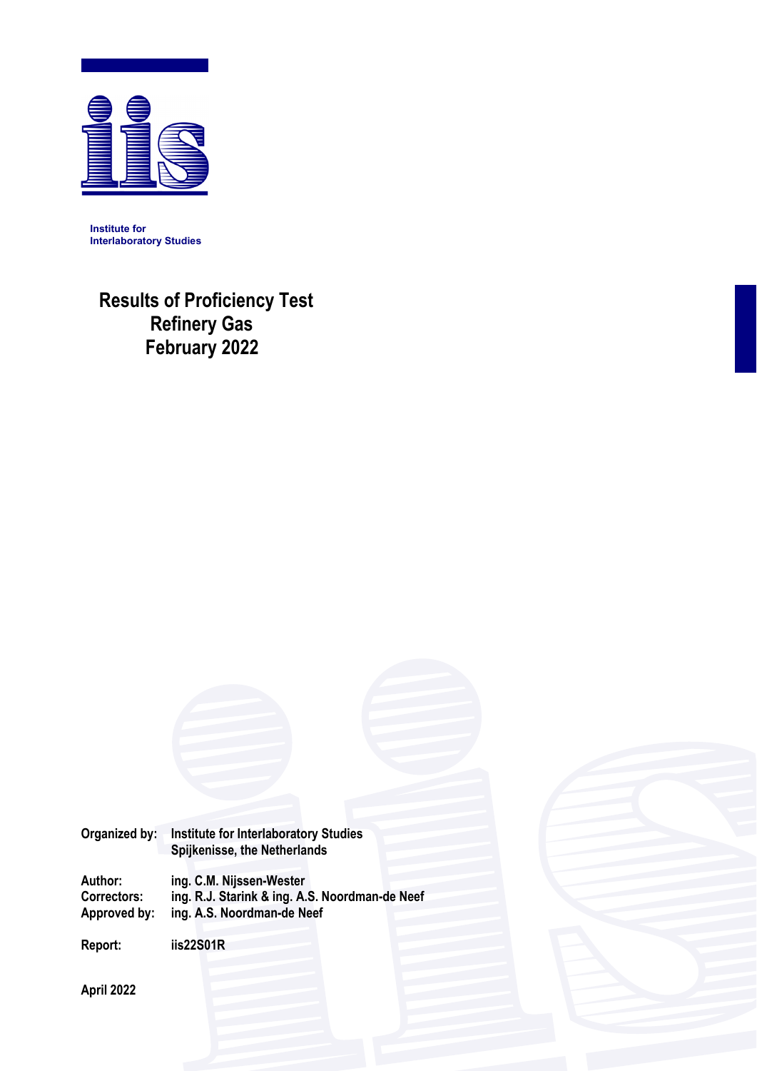Institute for
Interlaboratory Studies

# Results of Proficiency Test
# Refinery Gas
# February 2022

| | |
|---|---|
| Organized by: | Institute for Interlaboratory Studies<br>Spijkenisse, the Netherlands |
| Author: | ing. C.M. Nijssen-Wester |
| Correctors: | ing. R.J. Starink & ing. A.S. Noordman-de Neef |
| Approved by: | ing. A.S. Noordman-de Neef |
| Report: | iis22S01R |

April 2022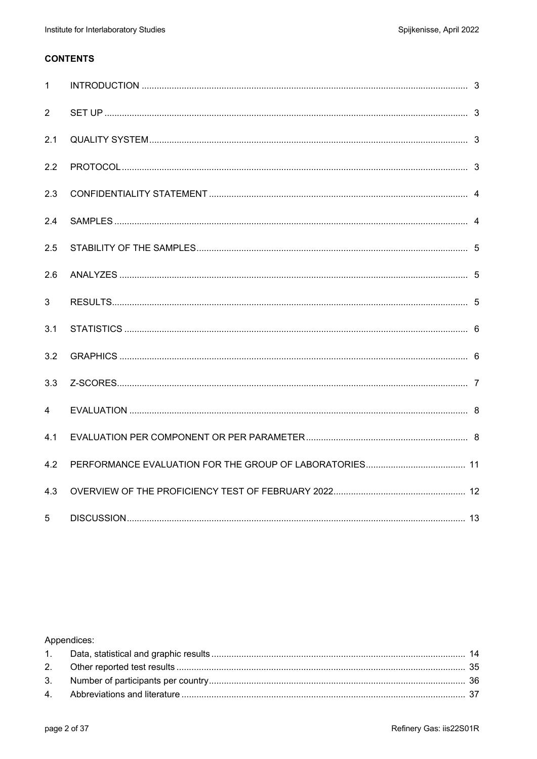**CONTENTS**

| | | |
|---|---|---|
| 1 | INTRODUCTION | 3 |
| 2 | SET UP | 3 |
| 2.1 | QUALITY SYSTEM | 3 |
| 2.2 | PROTOCOL | 3 |
| 2.3 | CONFIDENTIALITY STATEMENT | 4 |
| 2.4 | SAMPLES | 4 |
| 2.5 | STABILITY OF THE SAMPLES | 5 |
| 2.6 | ANALYZES | 5 |
| 3 | RESULTS | 5 |
| 3.1 | STATISTICS | 6 |
| 3.2 | GRAPHICS | 6 |
| 3.3 | Z-SCORES | 7 |
| 4 | EVALUATION | 8 |
| 4.1 | EVALUATION PER COMPONENT OR PER PARAMETER | 8 |
| 4.2 | PERFORMANCE EVALUATION FOR THE GROUP OF LABORATORIES | 11 |
| 4.3 | OVERVIEW OF THE PROFICIENCY TEST OF FEBRUARY 2022 | 12 |
| 5 | DISCUSSION | 13 |

Appendices:

| | | |
|---|---|---|
| 1. | Data, statistical and graphic results | 14 |
| 2. | Other reported test results | 35 |
| 3. | Number of participants per country | 36 |
| 4. | Abbreviations and literature | 37 |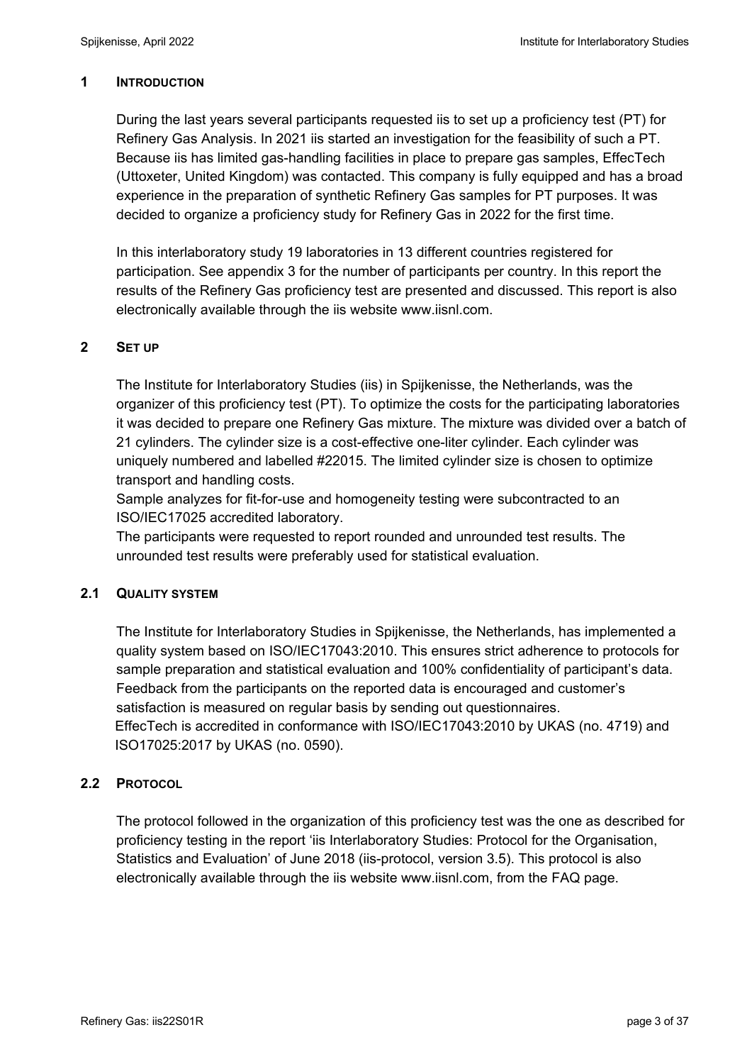## 1 INTRODUCTION

During the last years several participants requested iis to set up a proficiency test (PT) for Refinery Gas Analysis. In 2021 iis started an investigation for the feasibility of such a PT. Because iis has limited gas-handling facilities in place to prepare gas samples, EffecTech (Uttoxeter, United Kingdom) was contacted. This company is fully equipped and has a broad experience in the preparation of synthetic Refinery Gas samples for PT purposes. It was decided to organize a proficiency study for Refinery Gas in 2022 for the first time.

In this interlaboratory study 19 laboratories in 13 different countries registered for participation. See appendix 3 for the number of participants per country. In this report the results of the Refinery Gas proficiency test are presented and discussed. This report is also electronically available through the iis website www.iisnl.com.

## 2 SET UP

The Institute for Interlaboratory Studies (iis) in Spijkenisse, the Netherlands, was the organizer of this proficiency test (PT). To optimize the costs for the participating laboratories it was decided to prepare one Refinery Gas mixture. The mixture was divided over a batch of 21 cylinders. The cylinder size is a cost-effective one-liter cylinder. Each cylinder was uniquely numbered and labelled #22015. The limited cylinder size is chosen to optimize transport and handling costs.
Sample analyzes for fit-for-use and homogeneity testing were subcontracted to an ISO/IEC17025 accredited laboratory.
The participants were requested to report rounded and unrounded test results. The unrounded test results were preferably used for statistical evaluation.

### 2.1 QUALITY SYSTEM

The Institute for Interlaboratory Studies in Spijkenisse, the Netherlands, has implemented a quality system based on ISO/IEC17043:2010. This ensures strict adherence to protocols for sample preparation and statistical evaluation and 100% confidentiality of participant's data. Feedback from the participants on the reported data is encouraged and customer's satisfaction is measured on regular basis by sending out questionnaires.
EffecTech is accredited in conformance with ISO/IEC17043:2010 by UKAS (no. 4719) and ISO17025:2017 by UKAS (no. 0590).

### 2.2 PROTOCOL

The protocol followed in the organization of this proficiency test was the one as described for proficiency testing in the report 'iis Interlaboratory Studies: Protocol for the Organisation, Statistics and Evaluation' of June 2018 (iis-protocol, version 3.5). This protocol is also electronically available through the iis website www.iisnl.com, from the FAQ page.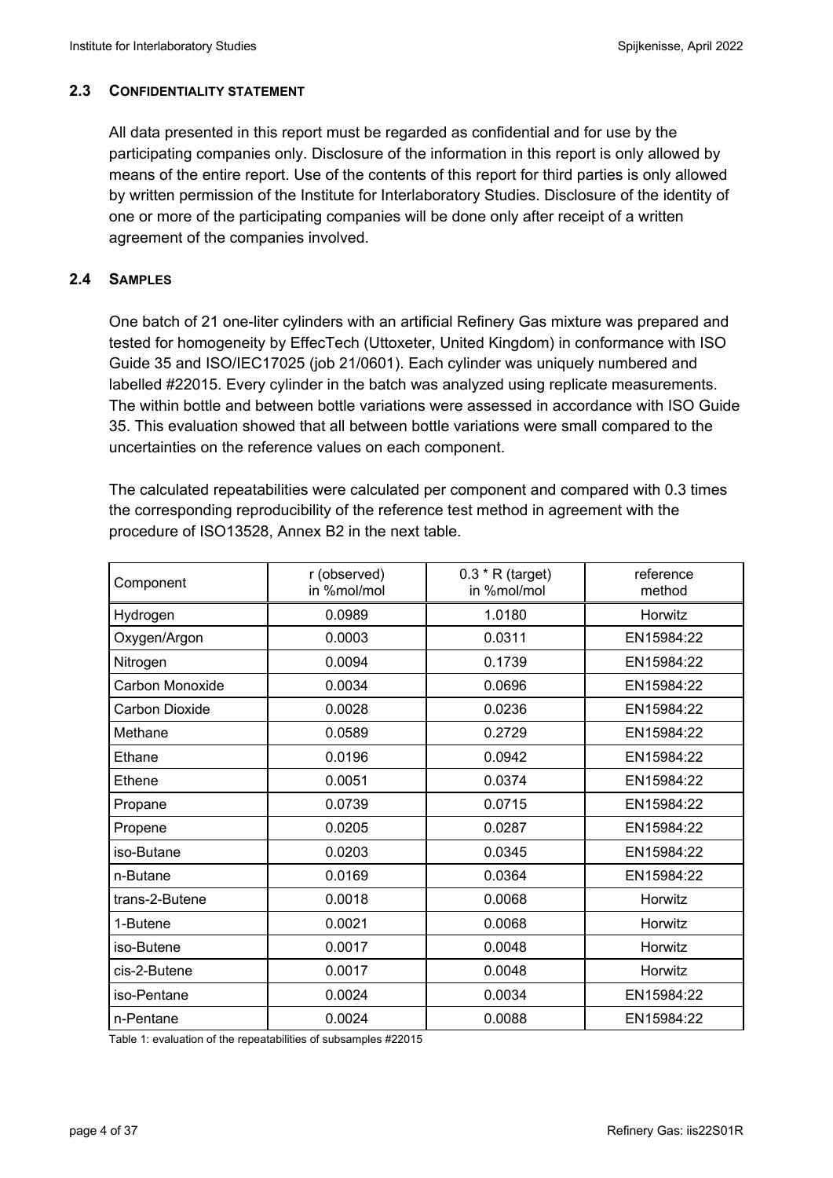### 2.3 CONFIDENTIALITY STATEMENT

All data presented in this report must be regarded as confidential and for use by the participating companies only. Disclosure of the information in this report is only allowed by means of the entire report. Use of the contents of this report for third parties is only allowed by written permission of the Institute for Interlaboratory Studies. Disclosure of the identity of one or more of the participating companies will be done only after receipt of a written agreement of the companies involved.

### 2.4 SAMPLES

One batch of 21 one-liter cylinders with an artificial Refinery Gas mixture was prepared and tested for homogeneity by EffecTech (Uttoxeter, United Kingdom) in conformance with ISO Guide 35 and ISO/IEC17025 (job 21/0601). Each cylinder was uniquely numbered and labelled #22015. Every cylinder in the batch was analyzed using replicate measurements. The within bottle and between bottle variations were assessed in accordance with ISO Guide 35. This evaluation showed that all between bottle variations were small compared to the uncertainties on the reference values on each component.

The calculated repeatabilities were calculated per component and compared with 0.3 times the corresponding reproducibility of the reference test method in agreement with the procedure of ISO13528, Annex B2 in the next table.

| Component | r (observed) in %mol/mol | 0.3 * R (target) in %mol/mol | reference method |
|---|---|---|---|
| Hydrogen | 0.0989 | 1.0180 | Horwitz |
| Oxygen/Argon | 0.0003 | 0.0311 | EN15984:22 |
| Nitrogen | 0.0094 | 0.1739 | EN15984:22 |
| Carbon Monoxide | 0.0034 | 0.0696 | EN15984:22 |
| Carbon Dioxide | 0.0028 | 0.0236 | EN15984:22 |
| Methane | 0.0589 | 0.2729 | EN15984:22 |
| Ethane | 0.0196 | 0.0942 | EN15984:22 |
| Ethene | 0.0051 | 0.0374 | EN15984:22 |
| Propane | 0.0739 | 0.0715 | EN15984:22 |
| Propene | 0.0205 | 0.0287 | EN15984:22 |
| iso-Butane | 0.0203 | 0.0345 | EN15984:22 |
| n-Butane | 0.0169 | 0.0364 | EN15984:22 |
| trans-2-Butene | 0.0018 | 0.0068 | Horwitz |
| 1-Butene | 0.0021 | 0.0068 | Horwitz |
| iso-Butene | 0.0017 | 0.0048 | Horwitz |
| cis-2-Butene | 0.0017 | 0.0048 | Horwitz |
| iso-Pentane | 0.0024 | 0.0034 | EN15984:22 |
| n-Pentane | 0.0024 | 0.0088 | EN15984:22 |

Table 1: evaluation of the repeatabilities of subsamples #22015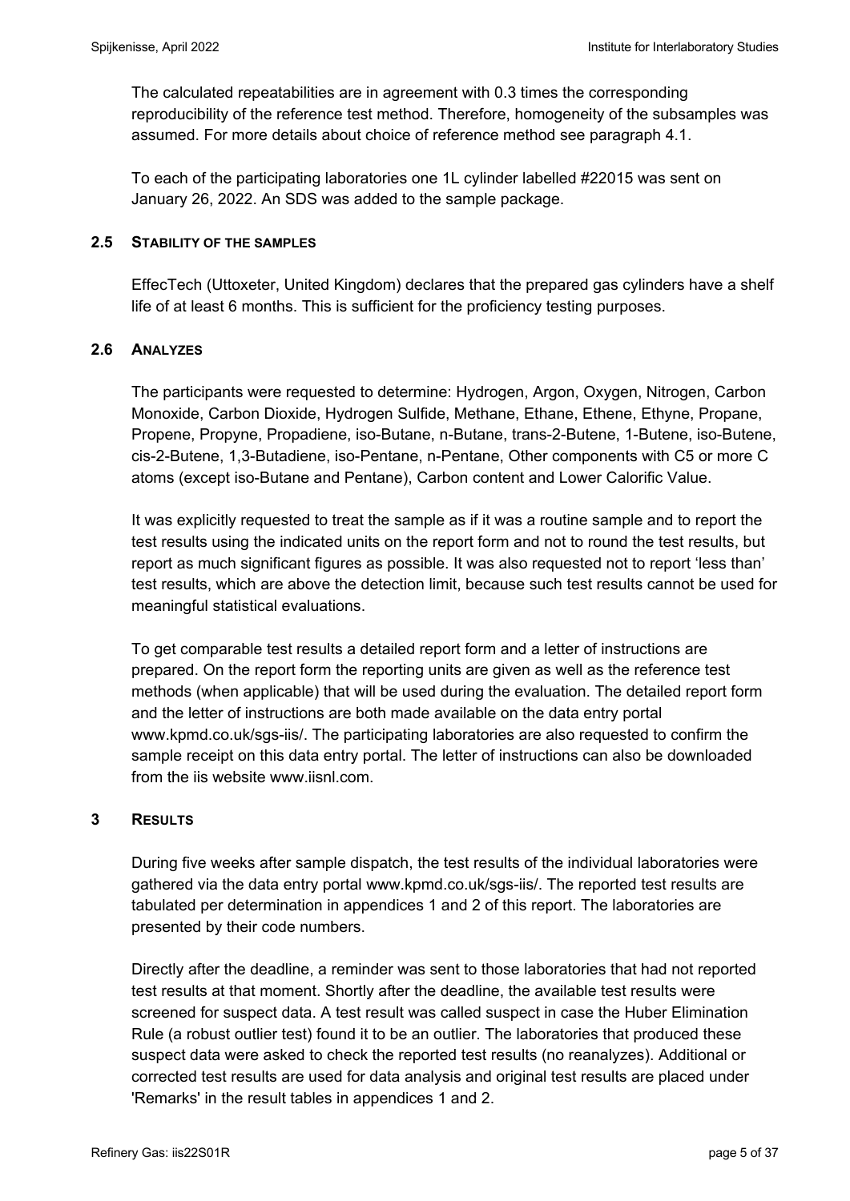The calculated repeatabilities are in agreement with 0.3 times the corresponding reproducibility of the reference test method. Therefore, homogeneity of the subsamples was assumed. For more details about choice of reference method see paragraph 4.1.

To each of the participating laboratories one 1L cylinder labelled #22015 was sent on January 26, 2022. An SDS was added to the sample package.

## 2.5 STABILITY OF THE SAMPLES

EffecTech (Uttoxeter, United Kingdom) declares that the prepared gas cylinders have a shelf life of at least 6 months. This is sufficient for the proficiency testing purposes.

## 2.6 ANALYZES

The participants were requested to determine: Hydrogen, Argon, Oxygen, Nitrogen, Carbon Monoxide, Carbon Dioxide, Hydrogen Sulfide, Methane, Ethane, Ethene, Ethyne, Propane, Propene, Propyne, Propadiene, iso-Butane, n-Butane, trans-2-Butene, 1-Butene, iso-Butene, cis-2-Butene, 1,3-Butadiene, iso-Pentane, n-Pentane, Other components with C5 or more C atoms (except iso-Butane and Pentane), Carbon content and Lower Calorific Value.

It was explicitly requested to treat the sample as if it was a routine sample and to report the test results using the indicated units on the report form and not to round the test results, but report as much significant figures as possible. It was also requested not to report 'less than' test results, which are above the detection limit, because such test results cannot be used for meaningful statistical evaluations.

To get comparable test results a detailed report form and a letter of instructions are prepared. On the report form the reporting units are given as well as the reference test methods (when applicable) that will be used during the evaluation. The detailed report form and the letter of instructions are both made available on the data entry portal www.kpmd.co.uk/sgs-iis/. The participating laboratories are also requested to confirm the sample receipt on this data entry portal. The letter of instructions can also be downloaded from the iis website www.iisnl.com.

# 3 RESULTS

During five weeks after sample dispatch, the test results of the individual laboratories were gathered via the data entry portal www.kpmd.co.uk/sgs-iis/. The reported test results are tabulated per determination in appendices 1 and 2 of this report. The laboratories are presented by their code numbers.

Directly after the deadline, a reminder was sent to those laboratories that had not reported test results at that moment. Shortly after the deadline, the available test results were screened for suspect data. A test result was called suspect in case the Huber Elimination Rule (a robust outlier test) found it to be an outlier. The laboratories that produced these suspect data were asked to check the reported test results (no reanalyzes). Additional or corrected test results are used for data analysis and original test results are placed under 'Remarks' in the result tables in appendices 1 and 2.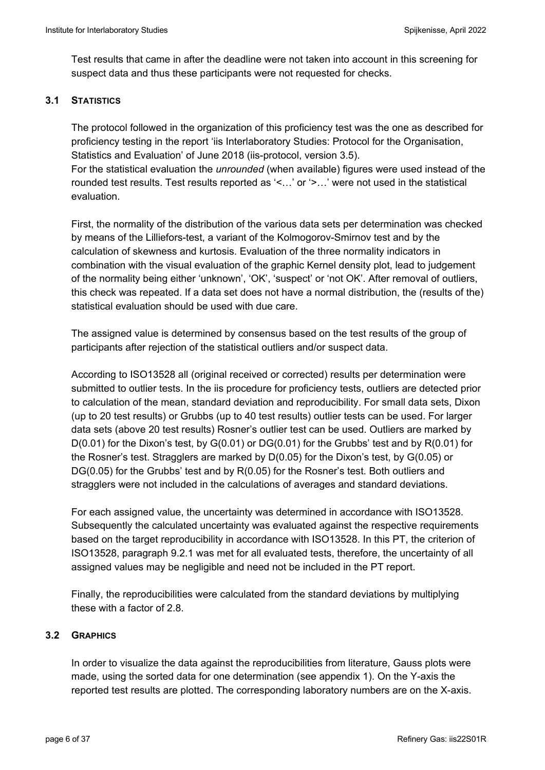Test results that came in after the deadline were not taken into account in this screening for suspect data and thus these participants were not requested for checks.

### 3.1 STATISTICS

The protocol followed in the organization of this proficiency test was the one as described for proficiency testing in the report 'iis Interlaboratory Studies: Protocol for the Organisation, Statistics and Evaluation' of June 2018 (iis-protocol, version 3.5).
For the statistical evaluation the *unrounded* (when available) figures were used instead of the rounded test results. Test results reported as '<…' or '>…' were not used in the statistical evaluation.

First, the normality of the distribution of the various data sets per determination was checked by means of the Lilliefors-test, a variant of the Kolmogorov-Smirnov test and by the calculation of skewness and kurtosis. Evaluation of the three normality indicators in combination with the visual evaluation of the graphic Kernel density plot, lead to judgement of the normality being either 'unknown', 'OK', 'suspect' or 'not OK'. After removal of outliers, this check was repeated. If a data set does not have a normal distribution, the (results of the) statistical evaluation should be used with due care.

The assigned value is determined by consensus based on the test results of the group of participants after rejection of the statistical outliers and/or suspect data.

According to ISO13528 all (original received or corrected) results per determination were submitted to outlier tests. In the iis procedure for proficiency tests, outliers are detected prior to calculation of the mean, standard deviation and reproducibility. For small data sets, Dixon (up to 20 test results) or Grubbs (up to 40 test results) outlier tests can be used. For larger data sets (above 20 test results) Rosner's outlier test can be used. Outliers are marked by D(0.01) for the Dixon's test, by G(0.01) or DG(0.01) for the Grubbs' test and by R(0.01) for the Rosner's test. Stragglers are marked by D(0.05) for the Dixon's test, by G(0.05) or DG(0.05) for the Grubbs' test and by R(0.05) for the Rosner's test. Both outliers and stragglers were not included in the calculations of averages and standard deviations.

For each assigned value, the uncertainty was determined in accordance with ISO13528. Subsequently the calculated uncertainty was evaluated against the respective requirements based on the target reproducibility in accordance with ISO13528. In this PT, the criterion of ISO13528, paragraph 9.2.1 was met for all evaluated tests, therefore, the uncertainty of all assigned values may be negligible and need not be included in the PT report.

Finally, the reproducibilities were calculated from the standard deviations by multiplying these with a factor of 2.8.

### 3.2 GRAPHICS

In order to visualize the data against the reproducibilities from literature, Gauss plots were made, using the sorted data for one determination (see appendix 1). On the Y-axis the reported test results are plotted. The corresponding laboratory numbers are on the X-axis.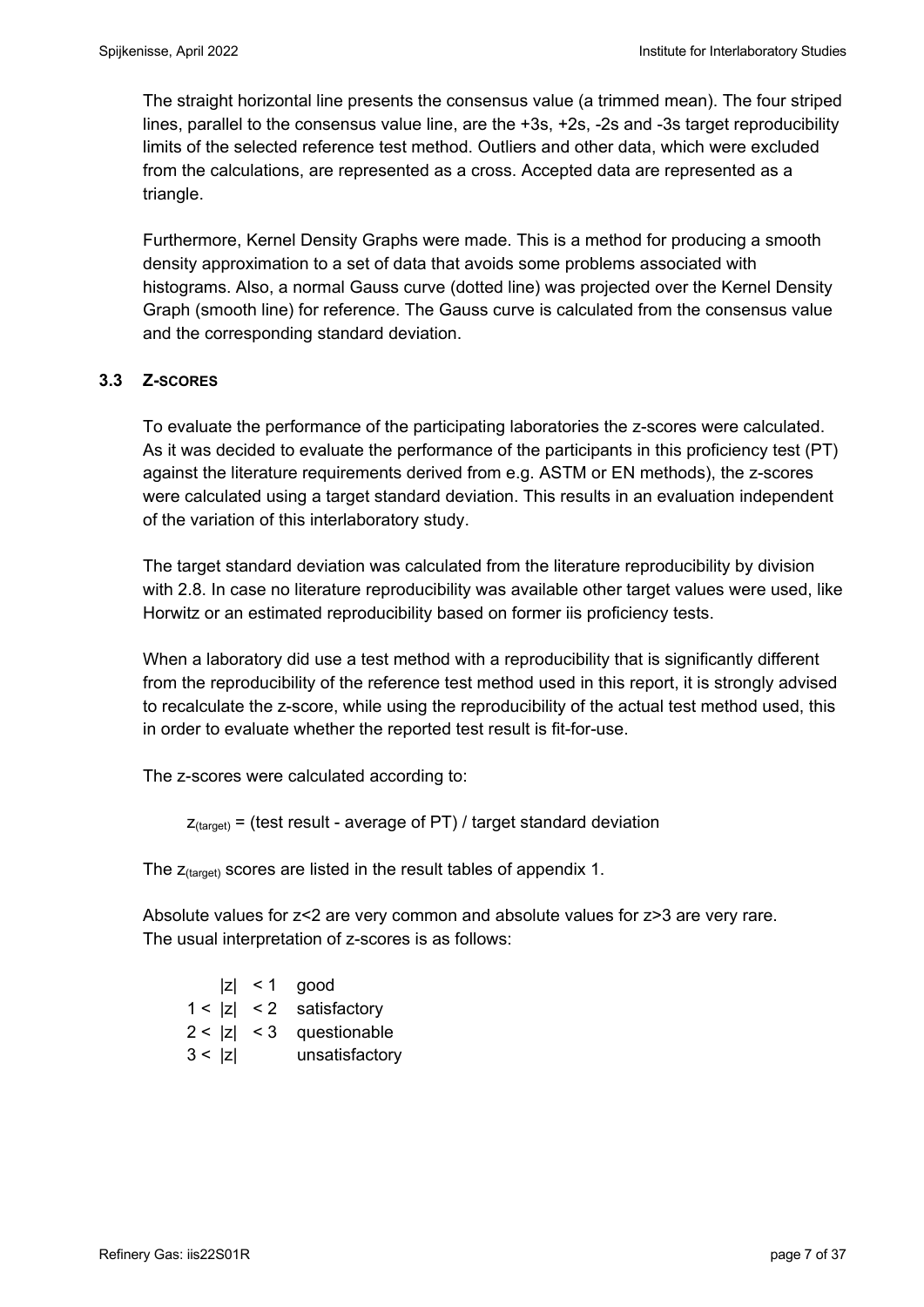The straight horizontal line presents the consensus value (a trimmed mean). The four striped lines, parallel to the consensus value line, are the +3s, +2s, -2s and -3s target reproducibility limits of the selected reference test method. Outliers and other data, which were excluded from the calculations, are represented as a cross. Accepted data are represented as a triangle.

Furthermore, Kernel Density Graphs were made. This is a method for producing a smooth density approximation to a set of data that avoids some problems associated with histograms. Also, a normal Gauss curve (dotted line) was projected over the Kernel Density Graph (smooth line) for reference. The Gauss curve is calculated from the consensus value and the corresponding standard deviation.

### 3.3 Z-SCORES

To evaluate the performance of the participating laboratories the z-scores were calculated. As it was decided to evaluate the performance of the participants in this proficiency test (PT) against the literature requirements derived from e.g. ASTM or EN methods), the z-scores were calculated using a target standard deviation. This results in an evaluation independent of the variation of this interlaboratory study.

The target standard deviation was calculated from the literature reproducibility by division with 2.8. In case no literature reproducibility was available other target values were used, like Horwitz or an estimated reproducibility based on former iis proficiency tests.

When a laboratory did use a test method with a reproducibility that is significantly different from the reproducibility of the reference test method used in this report, it is strongly advised to recalculate the z-score, while using the reproducibility of the actual test method used, this in order to evaluate whether the reported test result is fit-for-use.

The z-scores were calculated according to:

$$z_{(target)} = \text{(test result - average of PT) / target standard deviation}$$

The $z_{(target)}$ scores are listed in the result tables of appendix 1.

Absolute values for $z<2$ are very common and absolute values for $z>3$ are very rare.
The usual interpretation of z-scores is as follows:

| | |
|---|---|
| $\|z\| < 1$ | good |
| $1 < \|z\| < 2$ | satisfactory |
| $2 < \|z\| < 3$ | questionable |
| $3 < \|z\|$ | unsatisfactory |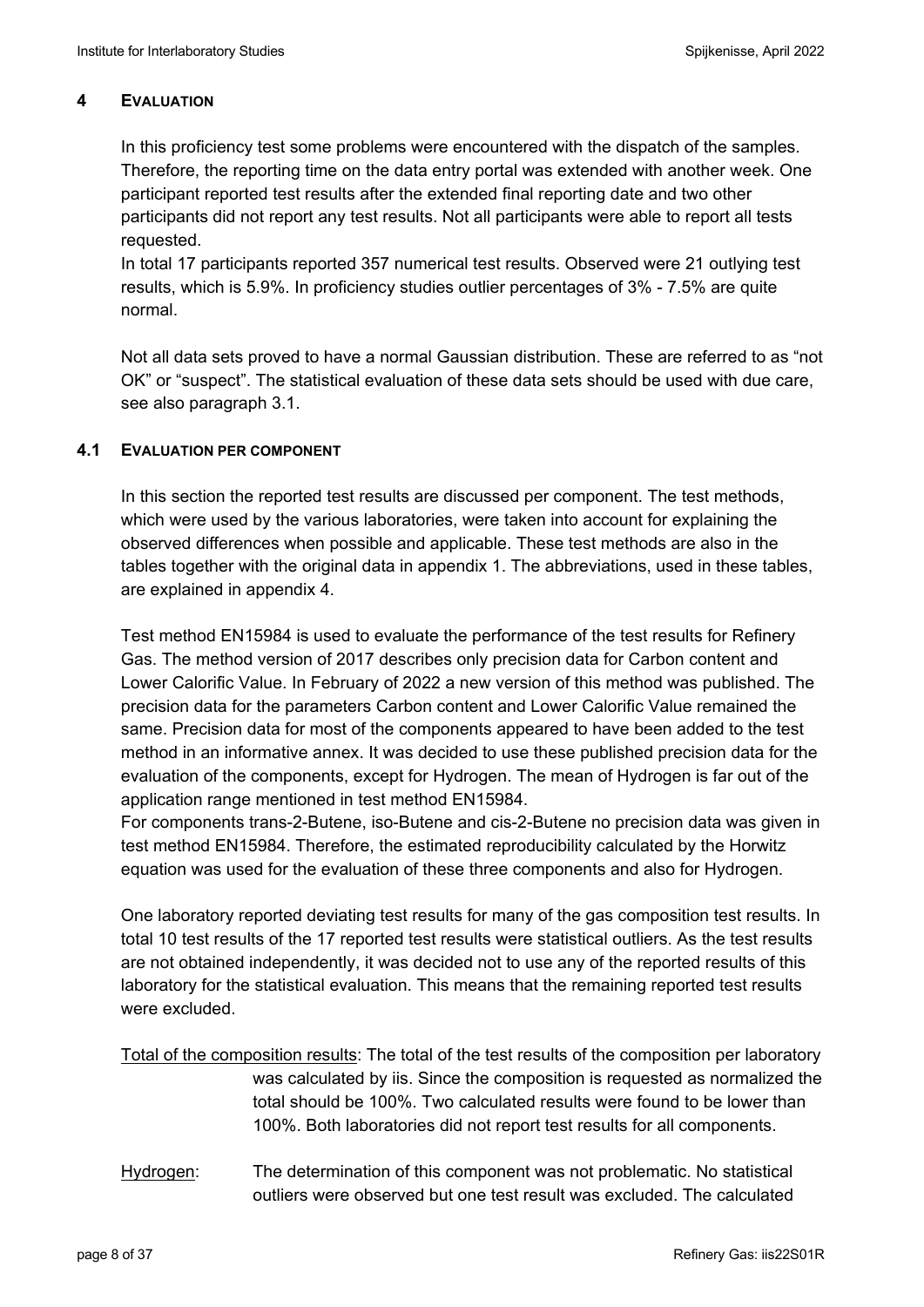## 4 EVALUATION

In this proficiency test some problems were encountered with the dispatch of the samples. Therefore, the reporting time on the data entry portal was extended with another week. One participant reported test results after the extended final reporting date and two other participants did not report any test results. Not all participants were able to report all tests requested.

In total 17 participants reported 357 numerical test results. Observed were 21 outlying test results, which is 5.9%. In proficiency studies outlier percentages of 3% - 7.5% are quite normal.

Not all data sets proved to have a normal Gaussian distribution. These are referred to as "not OK" or "suspect". The statistical evaluation of these data sets should be used with due care, see also paragraph 3.1.

### 4.1 EVALUATION PER COMPONENT

In this section the reported test results are discussed per component. The test methods, which were used by the various laboratories, were taken into account for explaining the observed differences when possible and applicable. These test methods are also in the tables together with the original data in appendix 1. The abbreviations, used in these tables, are explained in appendix 4.

Test method EN15984 is used to evaluate the performance of the test results for Refinery Gas. The method version of 2017 describes only precision data for Carbon content and Lower Calorific Value. In February of 2022 a new version of this method was published. The precision data for the parameters Carbon content and Lower Calorific Value remained the same. Precision data for most of the components appeared to have been added to the test method in an informative annex. It was decided to use these published precision data for the evaluation of the components, except for Hydrogen. The mean of Hydrogen is far out of the application range mentioned in test method EN15984.

For components trans-2-Butene, iso-Butene and cis-2-Butene no precision data was given in test method EN15984. Therefore, the estimated reproducibility calculated by the Horwitz equation was used for the evaluation of these three components and also for Hydrogen.

One laboratory reported deviating test results for many of the gas composition test results. In total 10 test results of the 17 reported test results were statistical outliers. As the test results are not obtained independently, it was decided not to use any of the reported results of this laboratory for the statistical evaluation. This means that the remaining reported test results were excluded.

Total of the composition results: The total of the test results of the composition per laboratory was calculated by iis. Since the composition is requested as normalized the total should be 100%. Two calculated results were found to be lower than 100%. Both laboratories did not report test results for all components.

Hydrogen: The determination of this component was not problematic. No statistical outliers were observed but one test result was excluded. The calculated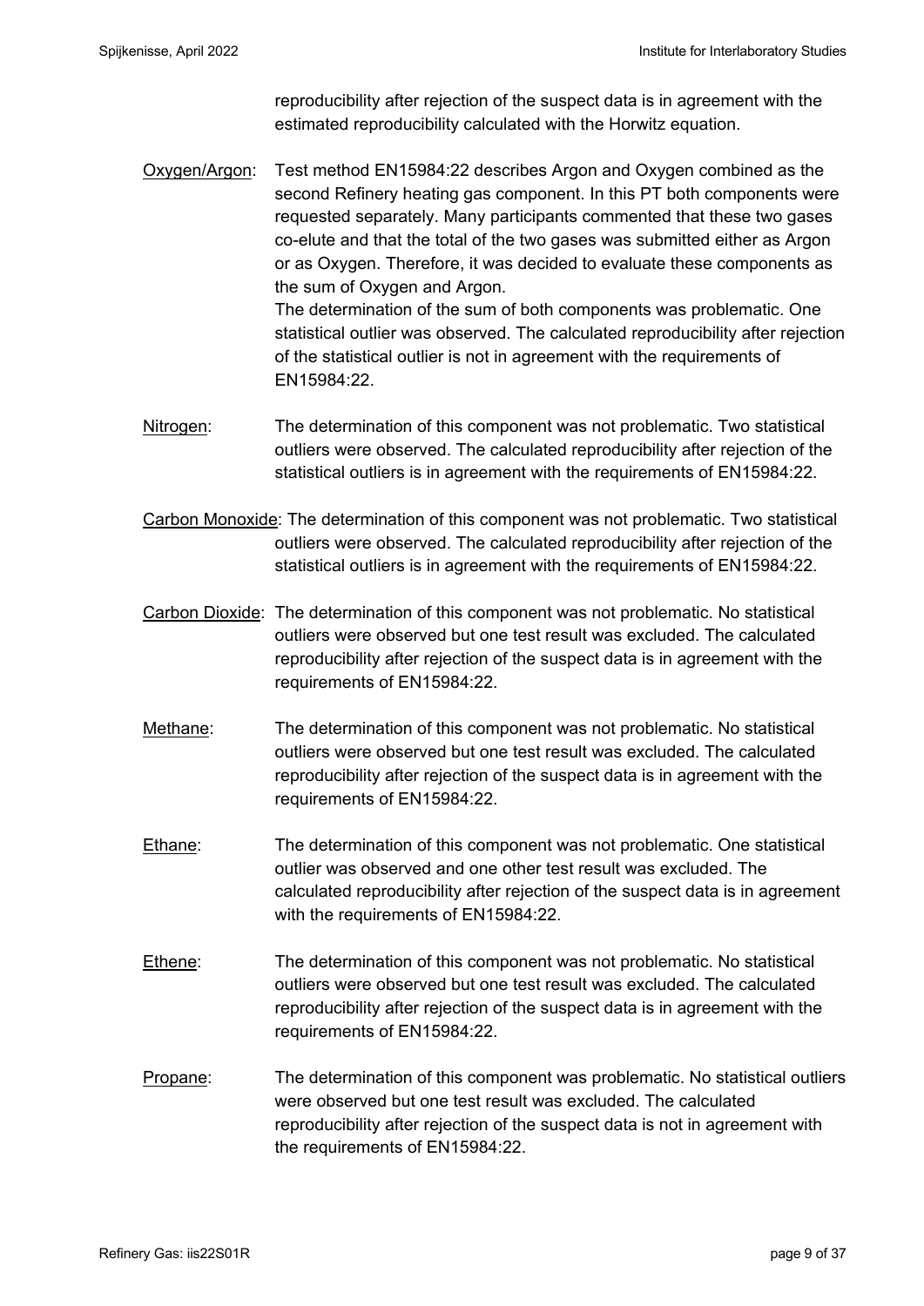reproducibility after rejection of the suspect data is in agreement with the estimated reproducibility calculated with the Horwitz equation.

Oxygen/Argon: Test method EN15984:22 describes Argon and Oxygen combined as the second Refinery heating gas component. In this PT both components were requested separately. Many participants commented that these two gases co-elute and that the total of the two gases was submitted either as Argon or as Oxygen. Therefore, it was decided to evaluate these components as the sum of Oxygen and Argon.
The determination of the sum of both components was problematic. One statistical outlier was observed. The calculated reproducibility after rejection of the statistical outlier is not in agreement with the requirements of EN15984:22.

Nitrogen: The determination of this component was not problematic. Two statistical outliers were observed. The calculated reproducibility after rejection of the statistical outliers is in agreement with the requirements of EN15984:22.

Carbon Monoxide: The determination of this component was not problematic. Two statistical outliers were observed. The calculated reproducibility after rejection of the statistical outliers is in agreement with the requirements of EN15984:22.

Carbon Dioxide: The determination of this component was not problematic. No statistical outliers were observed but one test result was excluded. The calculated reproducibility after rejection of the suspect data is in agreement with the requirements of EN15984:22.

Methane: The determination of this component was not problematic. No statistical outliers were observed but one test result was excluded. The calculated reproducibility after rejection of the suspect data is in agreement with the requirements of EN15984:22.

Ethane: The determination of this component was not problematic. One statistical outlier was observed and one other test result was excluded. The calculated reproducibility after rejection of the suspect data is in agreement with the requirements of EN15984:22.

Ethene: The determination of this component was not problematic. No statistical outliers were observed but one test result was excluded. The calculated reproducibility after rejection of the suspect data is in agreement with the requirements of EN15984:22.

Propane: The determination of this component was problematic. No statistical outliers were observed but one test result was excluded. The calculated reproducibility after rejection of the suspect data is not in agreement with the requirements of EN15984:22.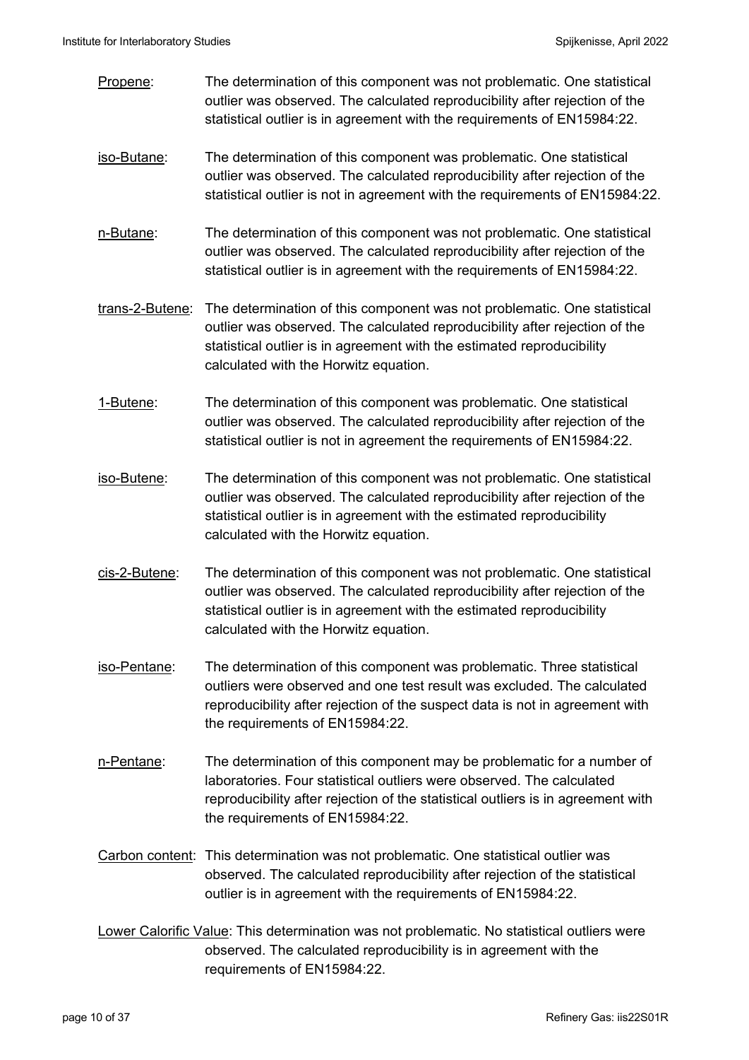Propene: The determination of this component was not problematic. One statistical outlier was observed. The calculated reproducibility after rejection of the statistical outlier is in agreement with the requirements of EN15984:22.

iso-Butane: The determination of this component was problematic. One statistical outlier was observed. The calculated reproducibility after rejection of the statistical outlier is not in agreement with the requirements of EN15984:22.

n-Butane: The determination of this component was not problematic. One statistical outlier was observed. The calculated reproducibility after rejection of the statistical outlier is in agreement with the requirements of EN15984:22.

trans-2-Butene: The determination of this component was not problematic. One statistical outlier was observed. The calculated reproducibility after rejection of the statistical outlier is in agreement with the estimated reproducibility calculated with the Horwitz equation.

1-Butene: The determination of this component was problematic. One statistical outlier was observed. The calculated reproducibility after rejection of the statistical outlier is not in agreement the requirements of EN15984:22.

iso-Butene: The determination of this component was not problematic. One statistical outlier was observed. The calculated reproducibility after rejection of the statistical outlier is in agreement with the estimated reproducibility calculated with the Horwitz equation.

cis-2-Butene: The determination of this component was not problematic. One statistical outlier was observed. The calculated reproducibility after rejection of the statistical outlier is in agreement with the estimated reproducibility calculated with the Horwitz equation.

iso-Pentane: The determination of this component was problematic. Three statistical outliers were observed and one test result was excluded. The calculated reproducibility after rejection of the suspect data is not in agreement with the requirements of EN15984:22.

n-Pentane: The determination of this component may be problematic for a number of laboratories. Four statistical outliers were observed. The calculated reproducibility after rejection of the statistical outliers is in agreement with the requirements of EN15984:22.

Carbon content: This determination was not problematic. One statistical outlier was observed. The calculated reproducibility after rejection of the statistical outlier is in agreement with the requirements of EN15984:22.

Lower Calorific Value: This determination was not problematic. No statistical outliers were observed. The calculated reproducibility is in agreement with the requirements of EN15984:22.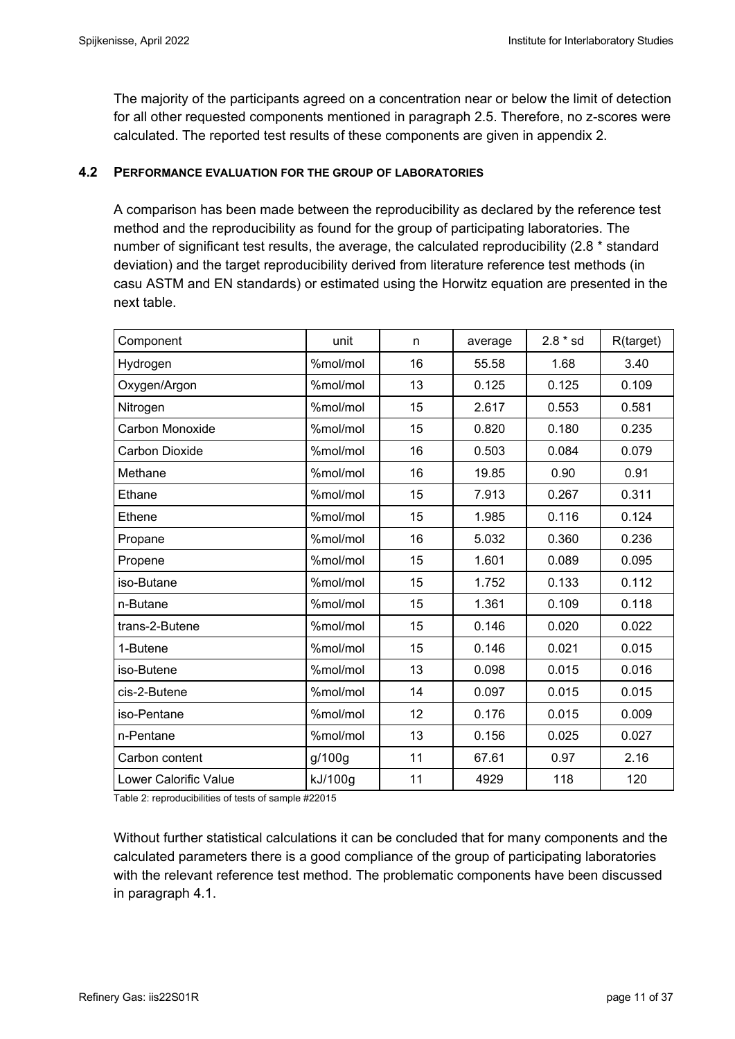The majority of the participants agreed on a concentration near or below the limit of detection for all other requested components mentioned in paragraph 2.5. Therefore, no z-scores were calculated. The reported test results of these components are given in appendix 2.

### 4.2 PERFORMANCE EVALUATION FOR THE GROUP OF LABORATORIES

A comparison has been made between the reproducibility as declared by the reference test method and the reproducibility as found for the group of participating laboratories. The number of significant test results, the average, the calculated reproducibility (2.8 * standard deviation) and the target reproducibility derived from literature reference test methods (in casu ASTM and EN standards) or estimated using the Horwitz equation are presented in the next table.

| Component | unit | n | average | 2.8 * sd | R(target) |
|---|---|---|---|---|---|
| Hydrogen | %mol/mol | 16 | 55.58 | 1.68 | 3.40 |
| Oxygen/Argon | %mol/mol | 13 | 0.125 | 0.125 | 0.109 |
| Nitrogen | %mol/mol | 15 | 2.617 | 0.553 | 0.581 |
| Carbon Monoxide | %mol/mol | 15 | 0.820 | 0.180 | 0.235 |
| Carbon Dioxide | %mol/mol | 16 | 0.503 | 0.084 | 0.079 |
| Methane | %mol/mol | 16 | 19.85 | 0.90 | 0.91 |
| Ethane | %mol/mol | 15 | 7.913 | 0.267 | 0.311 |
| Ethene | %mol/mol | 15 | 1.985 | 0.116 | 0.124 |
| Propane | %mol/mol | 16 | 5.032 | 0.360 | 0.236 |
| Propene | %mol/mol | 15 | 1.601 | 0.089 | 0.095 |
| iso-Butane | %mol/mol | 15 | 1.752 | 0.133 | 0.112 |
| n-Butane | %mol/mol | 15 | 1.361 | 0.109 | 0.118 |
| trans-2-Butene | %mol/mol | 15 | 0.146 | 0.020 | 0.022 |
| 1-Butene | %mol/mol | 15 | 0.146 | 0.021 | 0.015 |
| iso-Butene | %mol/mol | 13 | 0.098 | 0.015 | 0.016 |
| cis-2-Butene | %mol/mol | 14 | 0.097 | 0.015 | 0.015 |
| iso-Pentane | %mol/mol | 12 | 0.176 | 0.015 | 0.009 |
| n-Pentane | %mol/mol | 13 | 0.156 | 0.025 | 0.027 |
| Carbon content | g/100g | 11 | 67.61 | 0.97 | 2.16 |
| Lower Calorific Value | kJ/100g | 11 | 4929 | 118 | 120 |

Table 2: reproducibilities of tests of sample #22015

Without further statistical calculations it can be concluded that for many components and the calculated parameters there is a good compliance of the group of participating laboratories with the relevant reference test method. The problematic components have been discussed in paragraph 4.1.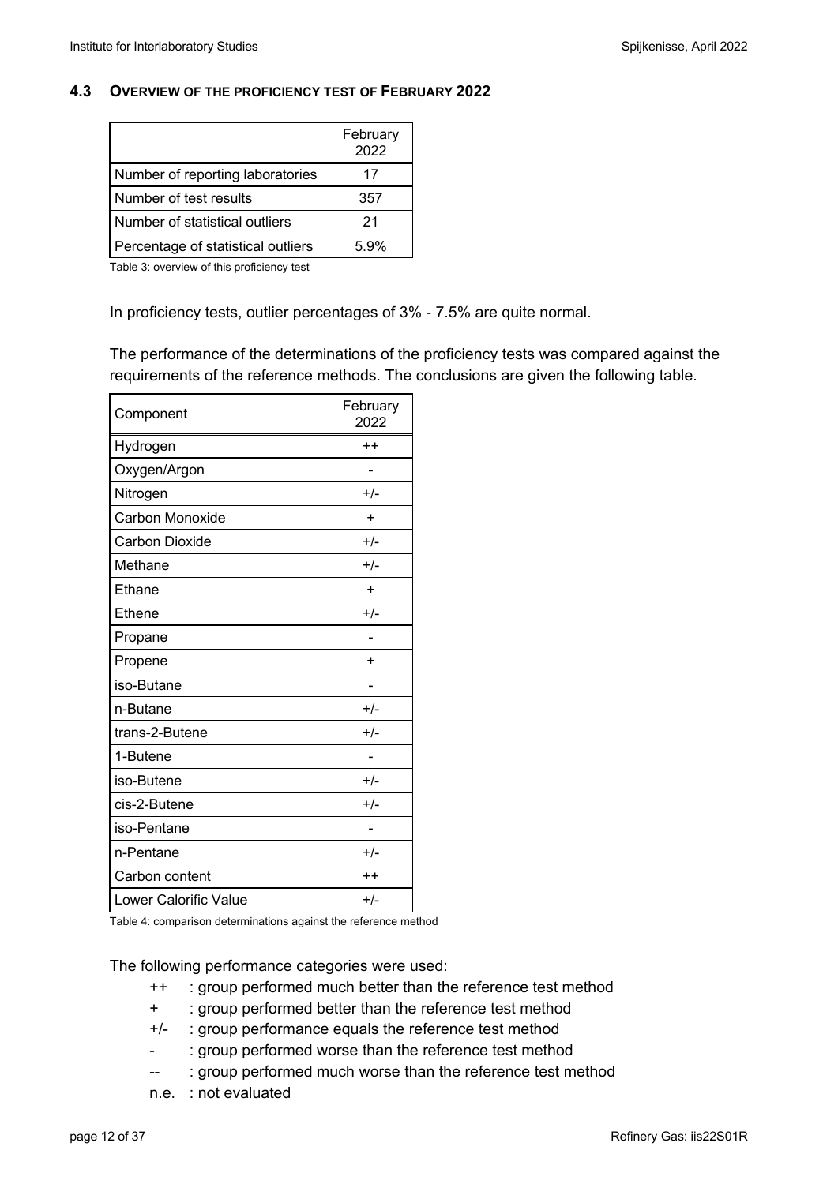### 4.3 OVERVIEW OF THE PROFICIENCY TEST OF FEBRUARY 2022

| | February 2022 |
|---|---|
| Number of reporting laboratories | 17 |
| Number of test results | 357 |
| Number of statistical outliers | 21 |
| Percentage of statistical outliers | 5.9% |

Table 3: overview of this proficiency test

In proficiency tests, outlier percentages of 3% - 7.5% are quite normal.

The performance of the determinations of the proficiency tests was compared against the requirements of the reference methods. The conclusions are given the following table.

| Component | February 2022 |
|---|---|
| Hydrogen | ++ |
| Oxygen/Argon | - |
| Nitrogen | +/- |
| Carbon Monoxide | + |
| Carbon Dioxide | +/- |
| Methane | +/- |
| Ethane | + |
| Ethene | +/- |
| Propane | - |
| Propene | + |
| iso-Butane | - |
| n-Butane | +/- |
| trans-2-Butene | +/- |
| 1-Butene | - |
| iso-Butene | +/- |
| cis-2-Butene | +/- |
| iso-Pentane | - |
| n-Pentane | +/- |
| Carbon content | ++ |
| Lower Calorific Value | +/- |

Table 4: comparison determinations against the reference method

The following performance categories were used:

- ++ : group performed much better than the reference test method
- \+ : group performed better than the reference test method
- +/- : group performance equals the reference test method
- \- : group performed worse than the reference test method
- -- : group performed much worse than the reference test method
- n.e. : not evaluated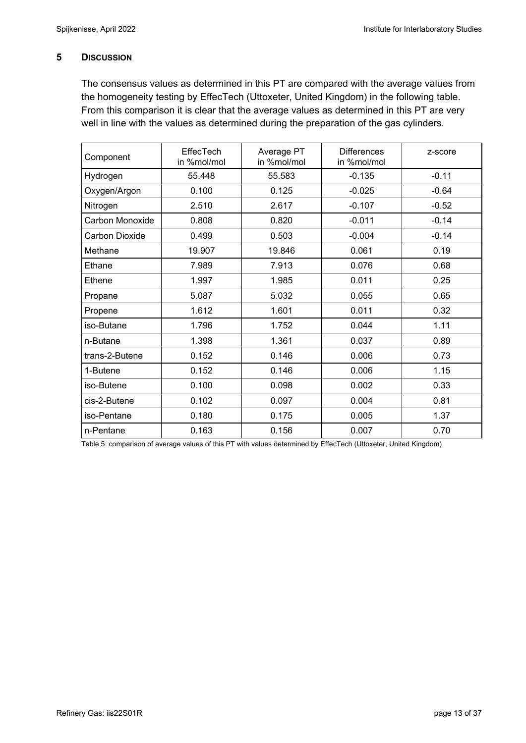## 5 DISCUSSION

The consensus values as determined in this PT are compared with the average values from the homogeneity testing by EffecTech (Uttoxeter, United Kingdom) in the following table. From this comparison it is clear that the average values as determined in this PT are very well in line with the values as determined during the preparation of the gas cylinders.

| Component | EffecTech in %mol/mol | Average PT in %mol/mol | Differences in %mol/mol | z-score |
|---|---|---|---|---|
| Hydrogen | 55.448 | 55.583 | -0.135 | -0.11 |
| Oxygen/Argon | 0.100 | 0.125 | -0.025 | -0.64 |
| Nitrogen | 2.510 | 2.617 | -0.107 | -0.52 |
| Carbon Monoxide | 0.808 | 0.820 | -0.011 | -0.14 |
| Carbon Dioxide | 0.499 | 0.503 | -0.004 | -0.14 |
| Methane | 19.907 | 19.846 | 0.061 | 0.19 |
| Ethane | 7.989 | 7.913 | 0.076 | 0.68 |
| Ethene | 1.997 | 1.985 | 0.011 | 0.25 |
| Propane | 5.087 | 5.032 | 0.055 | 0.65 |
| Propene | 1.612 | 1.601 | 0.011 | 0.32 |
| iso-Butane | 1.796 | 1.752 | 0.044 | 1.11 |
| n-Butane | 1.398 | 1.361 | 0.037 | 0.89 |
| trans-2-Butene | 0.152 | 0.146 | 0.006 | 0.73 |
| 1-Butene | 0.152 | 0.146 | 0.006 | 1.15 |
| iso-Butene | 0.100 | 0.098 | 0.002 | 0.33 |
| cis-2-Butene | 0.102 | 0.097 | 0.004 | 0.81 |
| iso-Pentane | 0.180 | 0.175 | 0.005 | 1.37 |
| n-Pentane | 0.163 | 0.156 | 0.007 | 0.70 |

Table 5: comparison of average values of this PT with values determined by EffecTech (Uttoxeter, United Kingdom)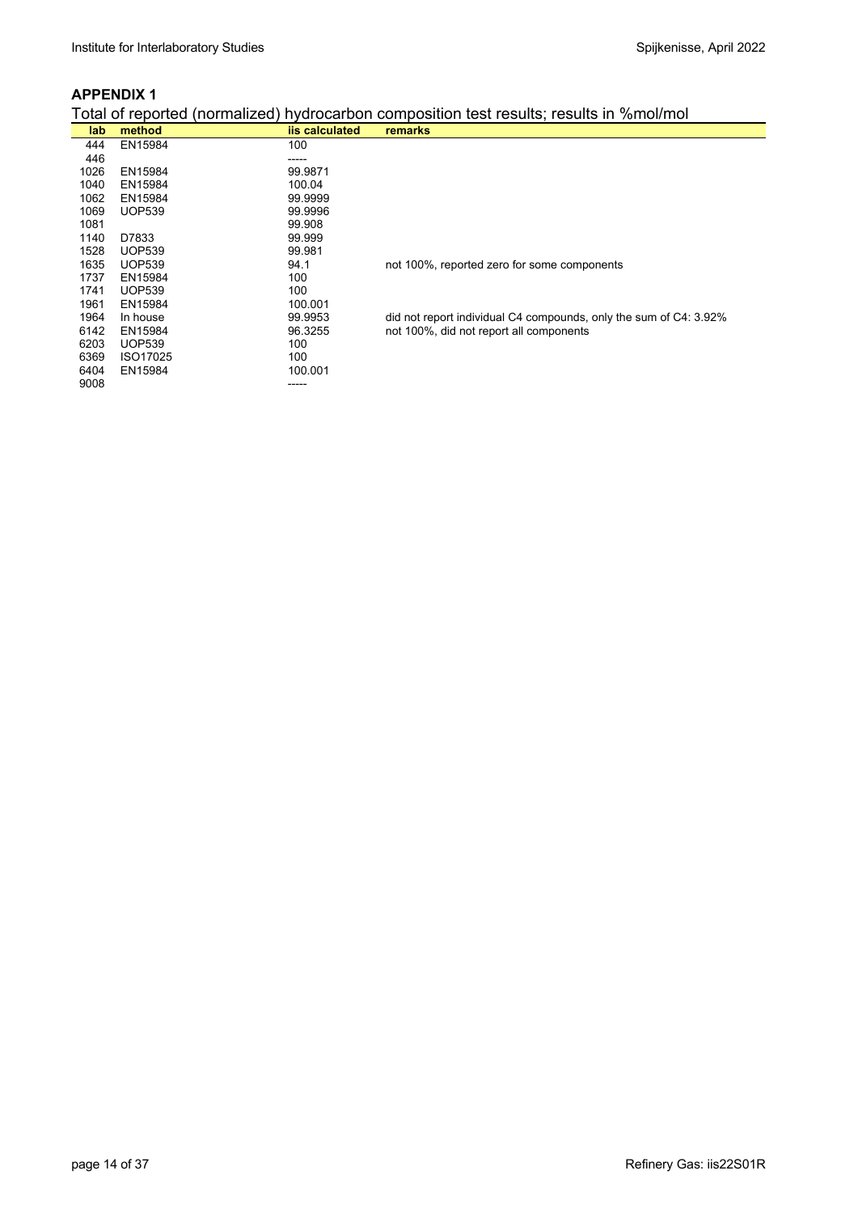## APPENDIX 1

Total of reported (normalized) hydrocarbon composition test results; results in %mol/mol

| lab | method | iis calculated | remarks |
|---|---|---|---|
| 444 | EN15984 | 100 | |
| 446 | | ----- | |
| 1026 | EN15984 | 99.9871 | |
| 1040 | EN15984 | 100.04 | |
| 1062 | EN15984 | 99.9999 | |
| 1069 | UOP539 | 99.9996 | |
| 1081 | | 99.908 | |
| 1140 | D7833 | 99.999 | |
| 1528 | UOP539 | 99.981 | |
| 1635 | UOP539 | 94.1 | not 100%, reported zero for some components |
| 1737 | EN15984 | 100 | |
| 1741 | UOP539 | 100 | |
| 1961 | EN15984 | 100.001 | |
| 1964 | In house | 99.9953 | did not report individual C4 compounds, only the sum of C4: 3.92% |
| 6142 | EN15984 | 96.3255 | not 100%, did not report all components |
| 6203 | UOP539 | 100 | |
| 6369 | ISO17025 | 100 | |
| 6404 | EN15984 | 100.001 | |
| 9008 | | ----- | |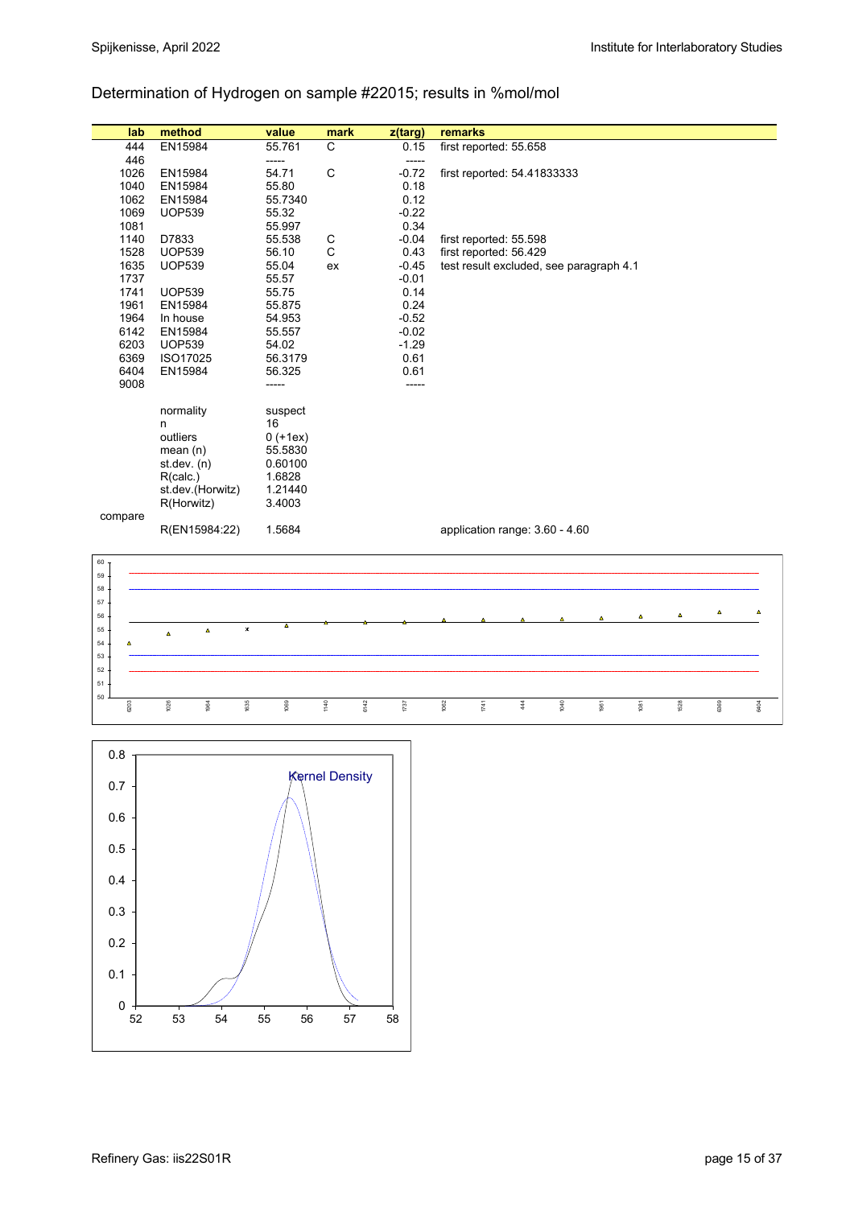Determination of Hydrogen on sample #22015; results in %mol/mol

| lab | method | value | mark | z(targ) | remarks |
|---|---|---|---|---|---|
| 444 | EN15984 | 55.761 | C | 0.15 | first reported: 55.658 |
| 446 | | ----- | | ----- | |
| 1026 | EN15984 | 54.71 | C | -0.72 | first reported: 54.41833333 |
| 1040 | EN15984 | 55.80 | | 0.18 | |
| 1062 | EN15984 | 55.7340 | | 0.12 | |
| 1069 | UOP539 | 55.32 | | -0.22 | |
| 1081 | | 55.997 | | 0.34 | |
| 1140 | D7833 | 55.538 | C | -0.04 | first reported: 55.598 |
| 1528 | UOP539 | 56.10 | C | 0.43 | first reported: 56.429 |
| 1635 | UOP539 | 55.04 | ex | -0.45 | test result excluded, see paragraph 4.1 |
| 1737 | | 55.57 | | -0.01 | |
| 1741 | UOP539 | 55.75 | | 0.14 | |
| 1961 | EN15984 | 55.875 | | 0.24 | |
| 1964 | In house | 54.953 | | -0.52 | |
| 6142 | EN15984 | 55.557 | | -0.02 | |
| 6203 | UOP539 | 54.02 | | -1.29 | |
| 6369 | ISO17025 | 56.3179 | | 0.61 | |
| 6404 | EN15984 | 56.325 | | 0.61 | |
| 9008 | | ----- | | ----- | |
| | normality | suspect | | | |
| | n | 16 | | | |
| | outliers | 0 (+1ex) | | | |
| | mean (n) | 55.5830 | | | |
| | st.dev. (n) | 0.60100 | | | |
| | R(calc.) | 1.6828 | | | |
| | st.dev.(Horwitz) | 1.21440 | | | |
| | R(Horwitz) | 3.4003 | | | |
| compare | | | | | |
| | R(EN15984:22) | 1.5684 | | | application range: 3.60 - 4.60 |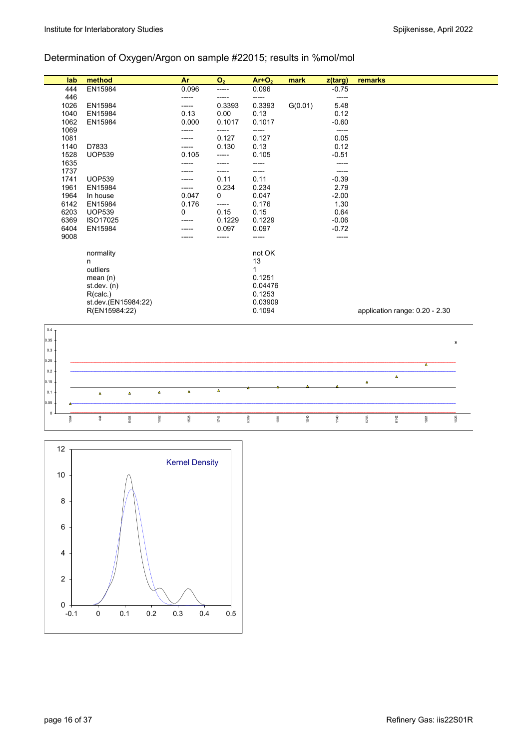Determination of Oxygen/Argon on sample #22015; results in %mol/mol

| lab | method | Ar | $O_2$ | $Ar+O_2$ | mark | z(targ) | remarks |
|---|---|---|---|---|---|---|---|
| 444 | EN15984 | 0.096 | ----- | 0.096 | | -0.75 | |
| 446 | | ----- | ----- | ----- | | ----- | |
| 1026 | EN15984 | ----- | 0.3393 | 0.3393 | G(0.01) | 5.48 | |
| 1040 | EN15984 | 0.13 | 0.00 | 0.13 | | 0.12 | |
| 1062 | EN15984 | 0.000 | 0.1017 | 0.1017 | | -0.60 | |
| 1069 | | ----- | ----- | ----- | | ----- | |
| 1081 | | ----- | 0.127 | 0.127 | | 0.05 | |
| 1140 | D7833 | ----- | 0.130 | 0.13 | | 0.12 | |
| 1528 | UOP539 | 0.105 | ----- | 0.105 | | -0.51 | |
| 1635 | | ----- | ----- | ----- | | ----- | |
| 1737 | | ----- | ----- | ----- | | ----- | |
| 1741 | UOP539 | ----- | 0.11 | 0.11 | | -0.39 | |
| 1961 | EN15984 | ----- | 0.234 | 0.234 | | 2.79 | |
| 1964 | In house | 0.047 | 0 | 0.047 | | -2.00 | |
| 6142 | EN15984 | 0.176 | ----- | 0.176 | | 1.30 | |
| 6203 | UOP539 | 0 | 0.15 | 0.15 | | 0.64 | |
| 6369 | ISO17025 | ----- | 0.1229 | 0.1229 | | -0.06 | |
| 6404 | EN15984 | ----- | 0.097 | 0.097 | | -0.72 | |
| 9008 | | ----- | ----- | ----- | | ----- | |
| | normality | | | not OK | | | |
| | n | | | 13 | | | |
| | outliers | | | 1 | | | |
| | mean (n) | | | 0.1251 | | | |
| | st.dev. (n) | | | 0.04476 | | | |
| | R(calc.) | | | 0.1253 | | | |
| | st.dev.(EN15984:22) | | | 0.03909 | | | |
| | R(EN15984:22) | | | 0.1094 | | | application range: 0.20 - 2.30 |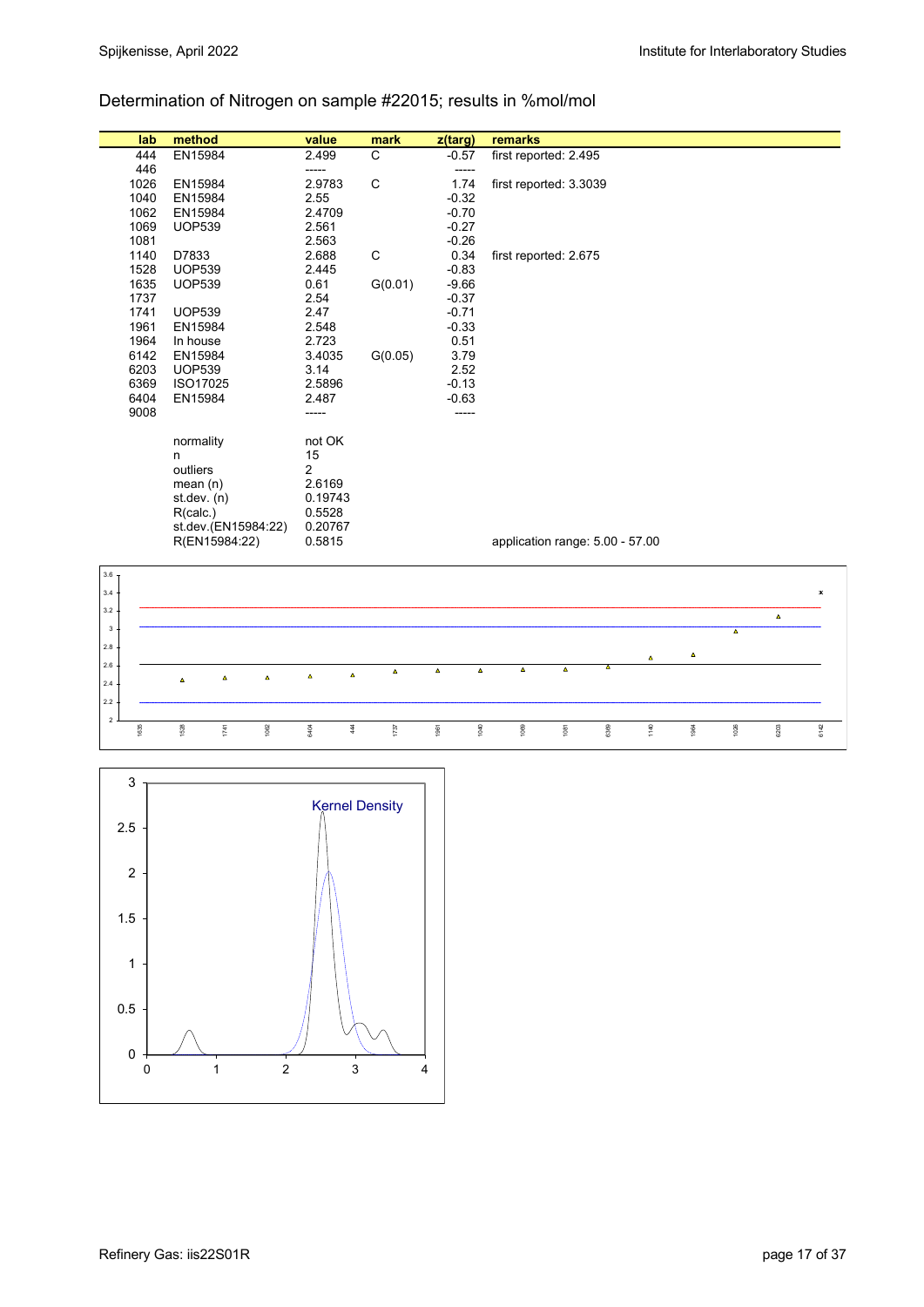Determination of Nitrogen on sample #22015; results in %mol/mol

| lab | method | value | mark | z(targ) | remarks |
|---|---|---|---|---|---|
| 444 | EN15984 | 2.499 | C | -0.57 | first reported: 2.495 |
| 446 | | ----- | | ----- | |
| 1026 | EN15984 | 2.9783 | C | 1.74 | first reported: 3.3039 |
| 1040 | EN15984 | 2.55 | | -0.32 | |
| 1062 | EN15984 | 2.4709 | | -0.70 | |
| 1069 | UOP539 | 2.561 | | -0.27 | |
| 1081 | | 2.563 | | -0.26 | |
| 1140 | D7833 | 2.688 | C | 0.34 | first reported: 2.675 |
| 1528 | UOP539 | 2.445 | | -0.83 | |
| 1635 | UOP539 | 0.61 | G(0.01) | -9.66 | |
| 1737 | | 2.54 | | -0.37 | |
| 1741 | UOP539 | 2.47 | | -0.71 | |
| 1961 | EN15984 | 2.548 | | -0.33 | |
| 1964 | In house | 2.723 | | 0.51 | |
| 6142 | EN15984 | 3.4035 | G(0.05) | 3.79 | |
| 6203 | UOP539 | 3.14 | | 2.52 | |
| 6369 | ISO17025 | 2.5896 | | -0.13 | |
| 6404 | EN15984 | 2.487 | | -0.63 | |
| 9008 | | ----- | | ----- | |
| | normality | not OK | | | |
| | n | 15 | | | |
| | outliers | 2 | | | |
| | mean (n) | 2.6169 | | | |
| | st.dev. (n) | 0.19743 | | | |
| | R(calc.) | 0.5528 | | | |
| | st.dev.(EN15984:22) | 0.20767 | | | |
| | R(EN15984:22) | 0.5815 | | | application range: 5.00 - 57.00 |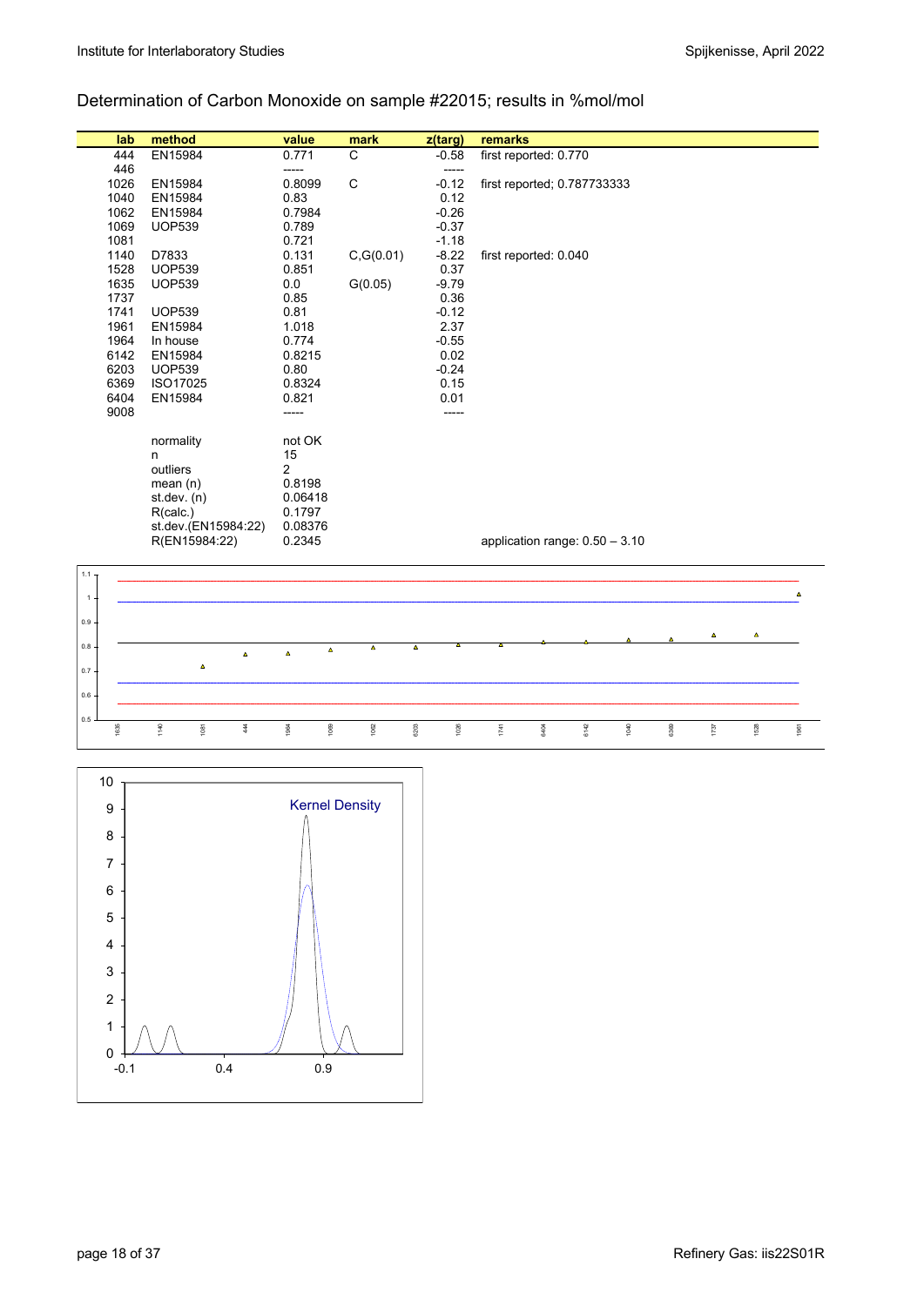## Determination of Carbon Monoxide on sample #22015; results in %mol/mol

| lab | method | value | mark | z(targ) | remarks |
|---|---|---|---|---|---|
| 444 | EN15984 | 0.771 | C | -0.58 | first reported: 0.770 |
| 446 | | ----- | | ----- | |
| 1026 | EN15984 | 0.8099 | C | -0.12 | first reported; 0.787733333 |
| 1040 | EN15984 | 0.83 | | 0.12 | |
| 1062 | EN15984 | 0.7984 | | -0.26 | |
| 1069 | UOP539 | 0.789 | | -0.37 | |
| 1081 | | 0.721 | | -1.18 | |
| 1140 | D7833 | 0.131 | C,G(0.01) | -8.22 | first reported: 0.040 |
| 1528 | UOP539 | 0.851 | | 0.37 | |
| 1635 | UOP539 | 0.0 | G(0.05) | -9.79 | |
| 1737 | | 0.85 | | 0.36 | |
| 1741 | UOP539 | 0.81 | | -0.12 | |
| 1961 | EN15984 | 1.018 | | 2.37 | |
| 1964 | In house | 0.774 | | -0.55 | |
| 6142 | EN15984 | 0.8215 | | 0.02 | |
| 6203 | UOP539 | 0.80 | | -0.24 | |
| 6369 | ISO17025 | 0.8324 | | 0.15 | |
| 6404 | EN15984 | 0.821 | | 0.01 | |
| 9008 | | ----- | | ----- | |
| | | | | | |
| | normality | not OK | | | |
| | n | 15 | | | |
| | outliers | 2 | | | |
| | mean (n) | 0.8198 | | | |
| | st.dev. (n) | 0.06418 | | | |
| | R(calc.) | 0.1797 | | | |
| | st.dev.(EN15984:22) | 0.08376 | | | |
| | R(EN15984:22) | 0.2345 | | | application range: 0.50 – 3.10 |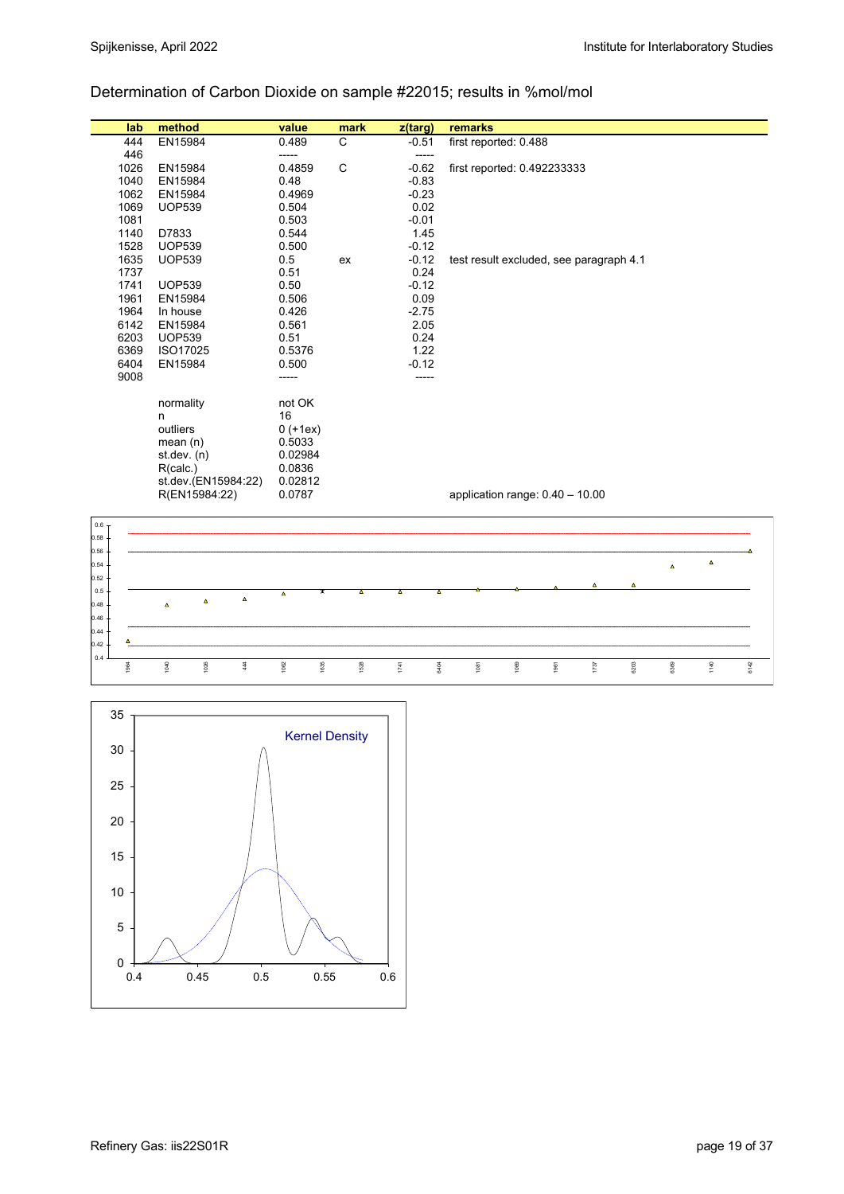Determination of Carbon Dioxide on sample #22015; results in %mol/mol

| lab | method | value | mark | z(targ) | remarks |
|---|---|---|---|---|---|
| 444 | EN15984 | 0.489 | C | -0.51 | first reported: 0.488 |
| 446 | | ----- | | ----- | |
| 1026 | EN15984 | 0.4859 | C | -0.62 | first reported: 0.492233333 |
| 1040 | EN15984 | 0.48 | | -0.83 | |
| 1062 | EN15984 | 0.4969 | | -0.23 | |
| 1069 | UOP539 | 0.504 | | 0.02 | |
| 1081 | | 0.503 | | -0.01 | |
| 1140 | D7833 | 0.544 | | 1.45 | |
| 1528 | UOP539 | 0.500 | | -0.12 | |
| 1635 | UOP539 | 0.5 | ex | -0.12 | test result excluded, see paragraph 4.1 |
| 1737 | | 0.51 | | 0.24 | |
| 1741 | UOP539 | 0.50 | | -0.12 | |
| 1961 | EN15984 | 0.506 | | 0.09 | |
| 1964 | In house | 0.426 | | -2.75 | |
| 6142 | EN15984 | 0.561 | | 2.05 | |
| 6203 | UOP539 | 0.51 | | 0.24 | |
| 6369 | ISO17025 | 0.5376 | | 1.22 | |
| 6404 | EN15984 | 0.500 | | -0.12 | |
| 9008 | | ----- | | ----- | |
| | normality | not OK | | | |
| | n | 16 | | | |
| | outliers | 0 (+1ex) | | | |
| | mean (n) | 0.5033 | | | |
| | st.dev. (n) | 0.02984 | | | |
| | R(calc.) | 0.0836 | | | |
| | st.dev.(EN15984:22) | 0.02812 | | | |
| | R(EN15984:22) | 0.0787 | | | application range: 0.40 – 10.00 |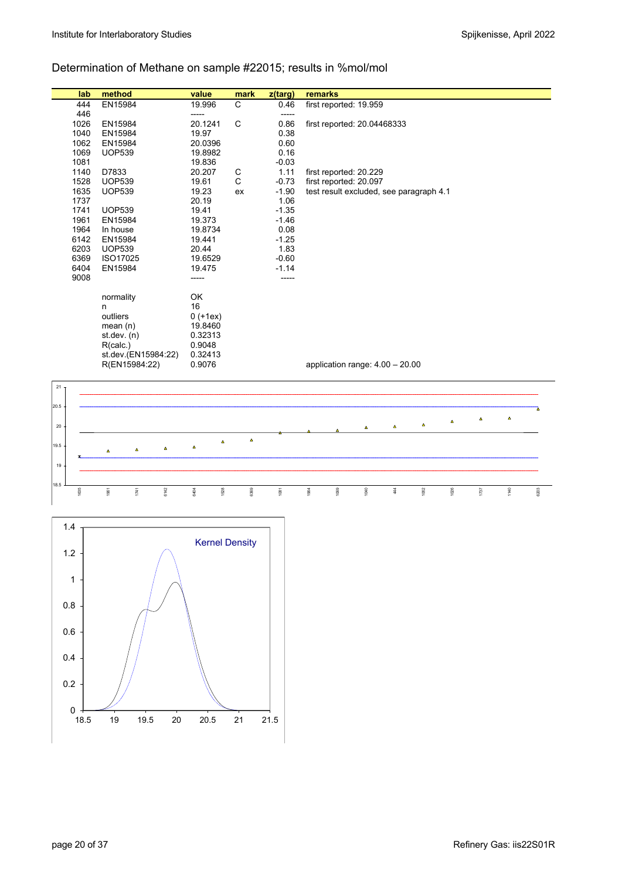## Determination of Methane on sample #22015; results in %mol/mol

| lab | method | value | mark | z(targ) | remarks |
|---|---|---|---|---|---|
| 444 | EN15984 | 19.996 | C | 0.46 | first reported: 19.959 |
| 446 | | ----- | | ----- | |
| 1026 | EN15984 | 20.1241 | C | 0.86 | first reported: 20.04468333 |
| 1040 | EN15984 | 19.97 | | 0.38 | |
| 1062 | EN15984 | 20.0396 | | 0.60 | |
| 1069 | UOP539 | 19.8982 | | 0.16 | |
| 1081 | | 19.836 | | -0.03 | |
| 1140 | D7833 | 20.207 | C | 1.11 | first reported: 20.229 |
| 1528 | UOP539 | 19.61 | C | -0.73 | first reported: 20.097 |
| 1635 | UOP539 | 19.23 | ex | -1.90 | test result excluded, see paragraph 4.1 |
| 1737 | | 20.19 | | 1.06 | |
| 1741 | UOP539 | 19.41 | | -1.35 | |
| 1961 | EN15984 | 19.373 | | -1.46 | |
| 1964 | In house | 19.8734 | | 0.08 | |
| 6142 | EN15984 | 19.441 | | -1.25 | |
| 6203 | UOP539 | 20.44 | | 1.83 | |
| 6369 | ISO17025 | 19.6529 | | -0.60 | |
| 6404 | EN15984 | 19.475 | | -1.14 | |
| 9008 | | ----- | | ----- | |
| | | | | | |
| | normality | OK | | | |
| | n | 16 | | | |
| | outliers | 0 (+1ex) | | | |
| | mean (n) | 19.8460 | | | |
| | st.dev. (n) | 0.32313 | | | |
| | R(calc.) | 0.9048 | | | |
| | st.dev.(EN15984:22) | 0.32413 | | | |
| | R(EN15984:22) | 0.9076 | | | application range: 4.00 – 20.00 |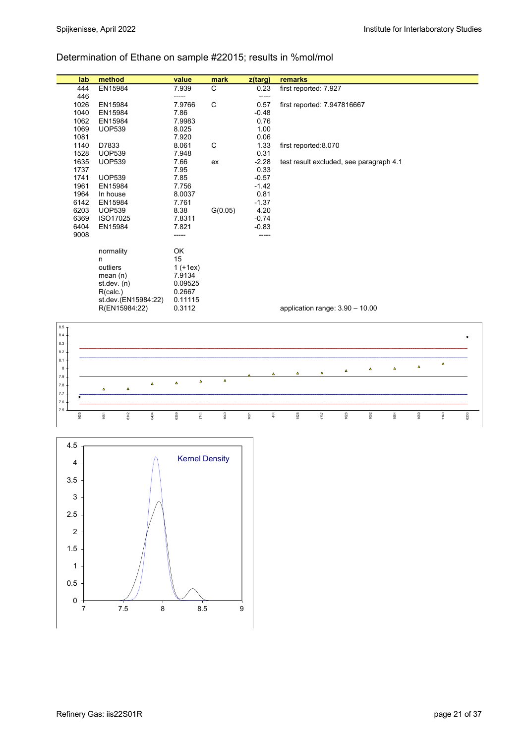Determination of Ethane on sample #22015; results in %mol/mol

| lab | method | value | mark | z(targ) | remarks |
|---|---|---|---|---|---|
| 444 | EN15984 | 7.939 | C | 0.23 | first reported: 7.927 |
| 446 | | ----- | | ----- | |
| 1026 | EN15984 | 7.9766 | C | 0.57 | first reported: 7.947816667 |
| 1040 | EN15984 | 7.86 | | -0.48 | |
| 1062 | EN15984 | 7.9983 | | 0.76 | |
| 1069 | UOP539 | 8.025 | | 1.00 | |
| 1081 | | 7.920 | | 0.06 | |
| 1140 | D7833 | 8.061 | C | 1.33 | first reported:8.070 |
| 1528 | UOP539 | 7.948 | | 0.31 | |
| 1635 | UOP539 | 7.66 | ex | -2.28 | test result excluded, see paragraph 4.1 |
| 1737 | | 7.95 | | 0.33 | |
| 1741 | UOP539 | 7.85 | | -0.57 | |
| 1961 | EN15984 | 7.756 | | -1.42 | |
| 1964 | In house | 8.0037 | | 0.81 | |
| 6142 | EN15984 | 7.761 | | -1.37 | |
| 6203 | UOP539 | 8.38 | G(0.05) | 4.20 | |
| 6369 | ISO17025 | 7.8311 | | -0.74 | |
| 6404 | EN15984 | 7.821 | | -0.83 | |
| 9008 | | ----- | | ----- | |

| | |
|---|---|
| normality | OK |
| n | 15 |
| outliers | 1 (+1ex) |
| mean (n) | 7.9134 |
| st.dev. (n) | 0.09525 |
| R(calc.) | 0.2667 |
| st.dev.(EN15984:22) | 0.11115 |
| R(EN15984:22) | 0.3112 |

application range: 3.90 – 10.00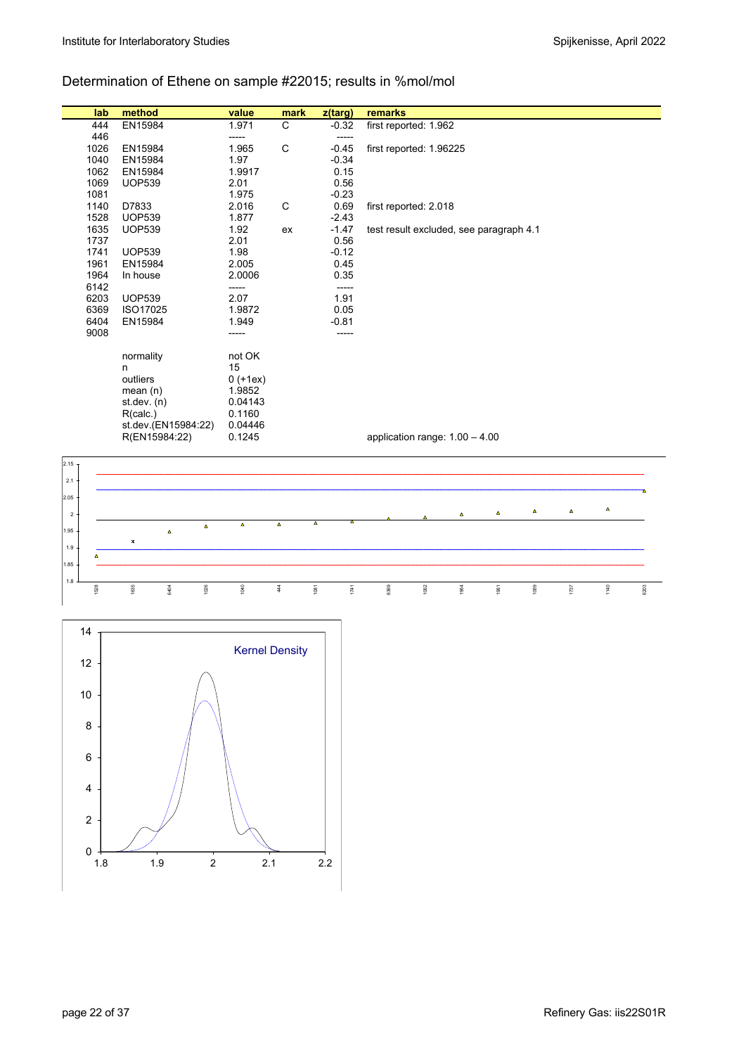## Determination of Ethene on sample #22015; results in %mol/mol

| lab | method | value | mark | z(targ) | remarks |
|---|---|---|---|---|---|
| 444 | EN15984 | 1.971 | C | -0.32 | first reported: 1.962 |
| 446 | | ----- | | ----- | |
| 1026 | EN15984 | 1.965 | C | -0.45 | first reported: 1.96225 |
| 1040 | EN15984 | 1.97 | | -0.34 | |
| 1062 | EN15984 | 1.9917 | | 0.15 | |
| 1069 | UOP539 | 2.01 | | 0.56 | |
| 1081 | | 1.975 | | -0.23 | |
| 1140 | D7833 | 2.016 | C | 0.69 | first reported: 2.018 |
| 1528 | UOP539 | 1.877 | | -2.43 | |
| 1635 | UOP539 | 1.92 | ex | -1.47 | test result excluded, see paragraph 4.1 |
| 1737 | | 2.01 | | 0.56 | |
| 1741 | UOP539 | 1.98 | | -0.12 | |
| 1961 | EN15984 | 2.005 | | 0.45 | |
| 1964 | In house | 2.0006 | | 0.35 | |
| 6142 | | ----- | | ----- | |
| 6203 | UOP539 | 2.07 | | 1.91 | |
| 6369 | ISO17025 | 1.9872 | | 0.05 | |
| 6404 | EN15984 | 1.949 | | -0.81 | |
| 9008 | | ----- | | ----- | |
| | normality | not OK | | | |
| | n | 15 | | | |
| | outliers | 0 (+1ex) | | | |
| | mean (n) | 1.9852 | | | |
| | st.dev. (n) | 0.04143 | | | |
| | R(calc.) | 0.1160 | | | |
| | st.dev.(EN15984:22) | 0.04446 | | | |
| | R(EN15984:22) | 0.1245 | | | application range: 1.00 – 4.00 |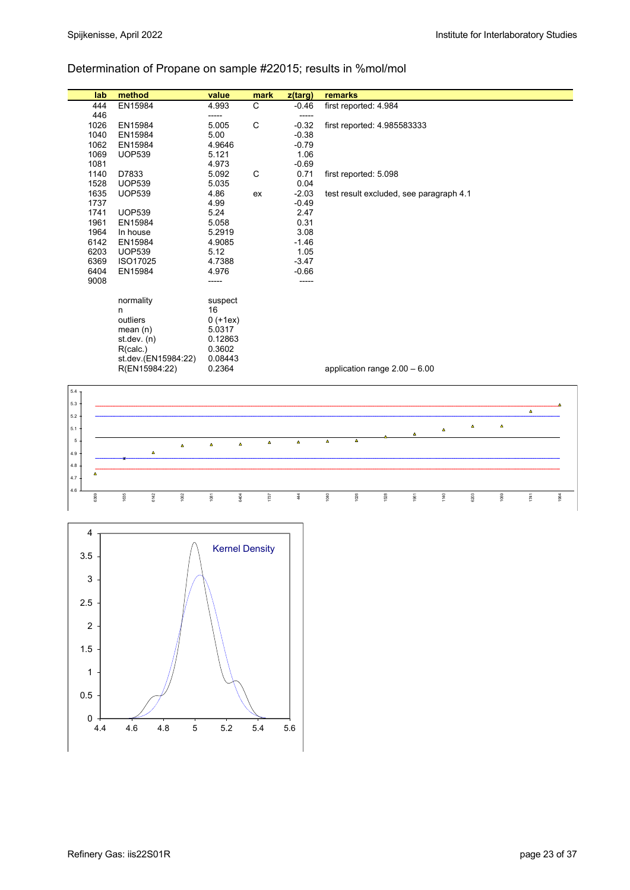Determination of Propane on sample #22015; results in %mol/mol

| lab | method | value | mark | z(targ) | remarks |
|---|---|---|---|---|---|
| 444 | EN15984 | 4.993 | C | -0.46 | first reported: 4.984 |
| 446 | | ----- | | ----- | |
| 1026 | EN15984 | 5.005 | C | -0.32 | first reported: 4.985583333 |
| 1040 | EN15984 | 5.00 | | -0.38 | |
| 1062 | EN15984 | 4.9646 | | -0.79 | |
| 1069 | UOP539 | 5.121 | | 1.06 | |
| 1081 | | 4.973 | | -0.69 | |
| 1140 | D7833 | 5.092 | C | 0.71 | first reported: 5.098 |
| 1528 | UOP539 | 5.035 | | 0.04 | |
| 1635 | UOP539 | 4.86 | ex | -2.03 | test result excluded, see paragraph 4.1 |
| 1737 | | 4.99 | | -0.49 | |
| 1741 | UOP539 | 5.24 | | 2.47 | |
| 1961 | EN15984 | 5.058 | | 0.31 | |
| 1964 | In house | 5.2919 | | 3.08 | |
| 6142 | EN15984 | 4.9085 | | -1.46 | |
| 6203 | UOP539 | 5.12 | | 1.05 | |
| 6369 | ISO17025 | 4.7388 | | -3.47 | |
| 6404 | EN15984 | 4.976 | | -0.66 | |
| 9008 | | ----- | | ----- | |
| | normality | suspect | | | |
| | n | 16 | | | |
| | outliers | 0 (+1ex) | | | |
| | mean (n) | 5.0317 | | | |
| | st.dev. (n) | 0.12863 | | | |
| | R(calc.) | 0.3602 | | | |
| | st.dev.(EN15984:22) | 0.08443 | | | |
| | R(EN15984:22) | 0.2364 | | | application range 2.00 – 6.00 |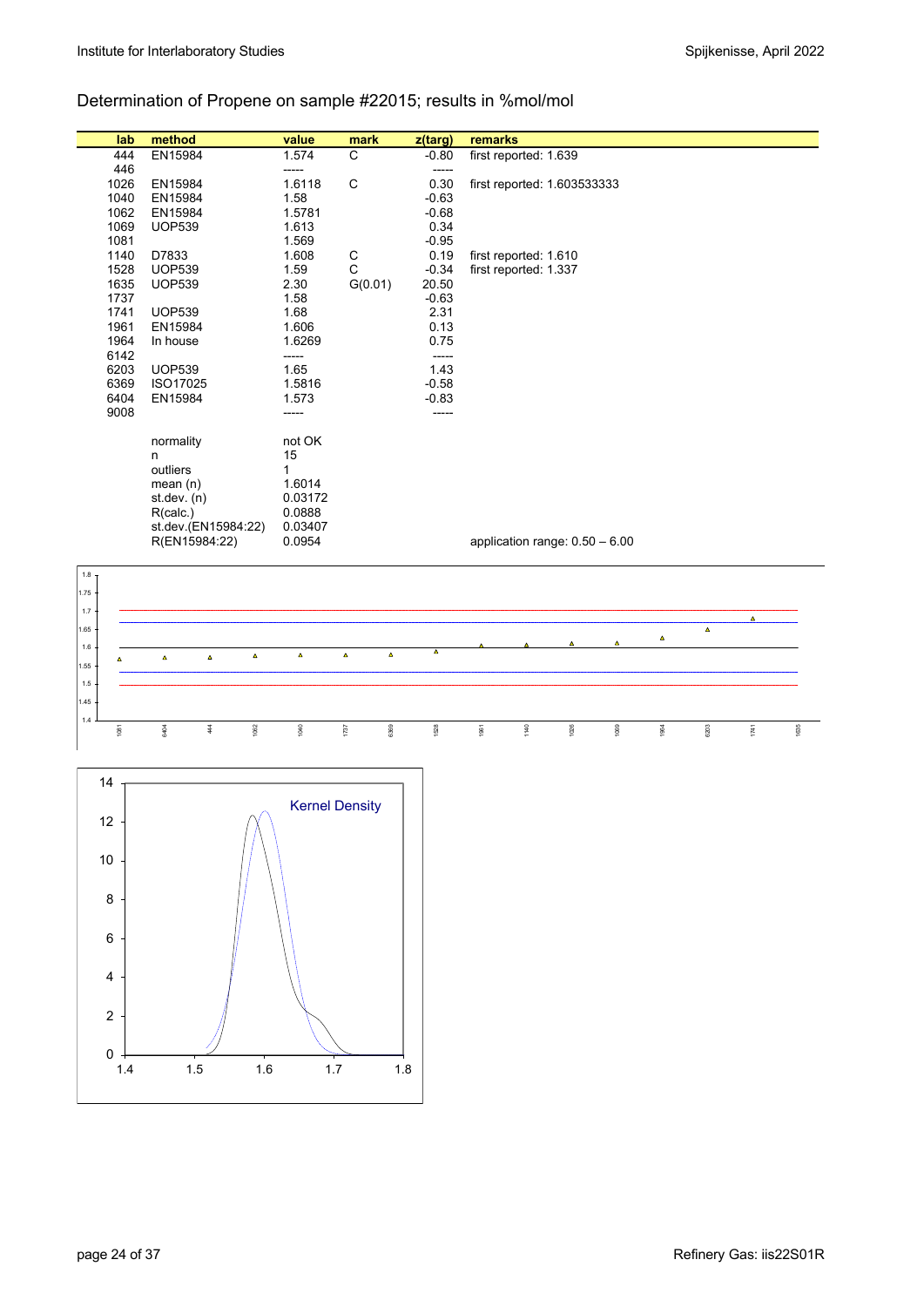## Determination of Propene on sample #22015; results in %mol/mol

| lab | method | value | mark | z(targ) | remarks |
|---|---|---|---|---|---|
| 444 | EN15984 | 1.574 | C | -0.80 | first reported: 1.639 |
| 446 | | ----- | | ----- | |
| 1026 | EN15984 | 1.6118 | C | 0.30 | first reported: 1.603533333 |
| 1040 | EN15984 | 1.58 | | -0.63 | |
| 1062 | EN15984 | 1.5781 | | -0.68 | |
| 1069 | UOP539 | 1.613 | | 0.34 | |
| 1081 | | 1.569 | | -0.95 | |
| 1140 | D7833 | 1.608 | C | 0.19 | first reported: 1.610 |
| 1528 | UOP539 | 1.59 | C | -0.34 | first reported: 1.337 |
| 1635 | UOP539 | 2.30 | G(0.01) | 20.50 | |
| 1737 | | 1.58 | | -0.63 | |
| 1741 | UOP539 | 1.68 | | 2.31 | |
| 1961 | EN15984 | 1.606 | | 0.13 | |
| 1964 | In house | 1.6269 | | 0.75 | |
| 6142 | | ----- | | ----- | |
| 6203 | UOP539 | 1.65 | | 1.43 | |
| 6369 | ISO17025 | 1.5816 | | -0.58 | |
| 6404 | EN15984 | 1.573 | | -0.83 | |
| 9008 | | ----- | | ----- | |
| | normality | not OK | | | |
| | n | 15 | | | |
| | outliers | 1 | | | |
| | mean (n) | 1.6014 | | | |
| | st.dev. (n) | 0.03172 | | | |
| | R(calc.) | 0.0888 | | | |
| | st.dev.(EN15984:22) | 0.03407 | | | |
| | R(EN15984:22) | 0.0954 | | | application range: 0.50 – 6.00 |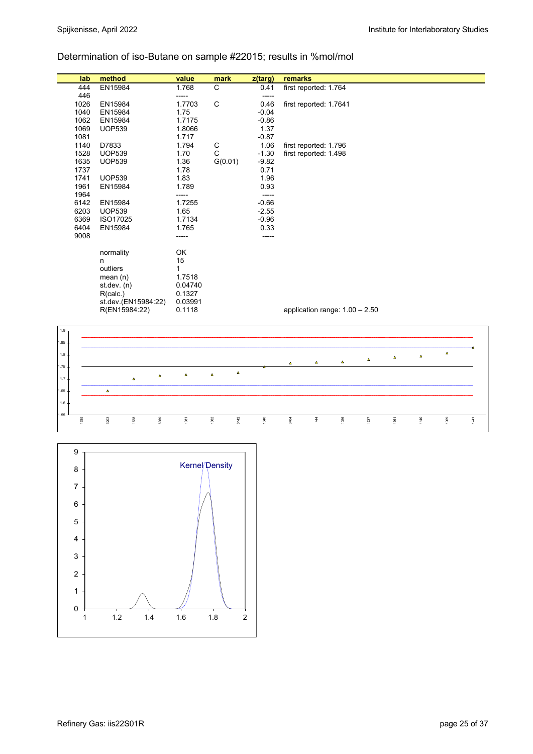Determination of iso-Butane on sample #22015; results in %mol/mol

| lab | method | value | mark | z(targ) | remarks |
|---|---|---|---|---|---|
| 444 | EN15984 | 1.768 | C | 0.41 | first reported: 1.764 |
| 446 | | ----- | | ----- | |
| 1026 | EN15984 | 1.7703 | C | 0.46 | first reported: 1.7641 |
| 1040 | EN15984 | 1.75 | | -0.04 | |
| 1062 | EN15984 | 1.7175 | | -0.86 | |
| 1069 | UOP539 | 1.8066 | | 1.37 | |
| 1081 | | 1.717 | | -0.87 | |
| 1140 | D7833 | 1.794 | C | 1.06 | first reported: 1.796 |
| 1528 | UOP539 | 1.70 | C | -1.30 | first reported: 1.498 |
| 1635 | UOP539 | 1.36 | G(0.01) | -9.82 | |
| 1737 | | 1.78 | | 0.71 | |
| 1741 | UOP539 | 1.83 | | 1.96 | |
| 1961 | EN15984 | 1.789 | | 0.93 | |
| 1964 | | ----- | | ----- | |
| 6142 | EN15984 | 1.7255 | | -0.66 | |
| 6203 | UOP539 | 1.65 | | -2.55 | |
| 6369 | ISO17025 | 1.7134 | | -0.96 | |
| 6404 | EN15984 | 1.765 | | 0.33 | |
| 9008 | | ----- | | ----- | |
| | normality | OK | | | |
| | n | 15 | | | |
| | outliers | 1 | | | |
| | mean (n) | 1.7518 | | | |
| | st.dev. (n) | 0.04740 | | | |
| | R(calc.) | 0.1327 | | | |
| | st.dev.(EN15984:22) | 0.03991 | | | |
| | R(EN15984:22) | 0.1118 | | | application range: 1.00 – 2.50 |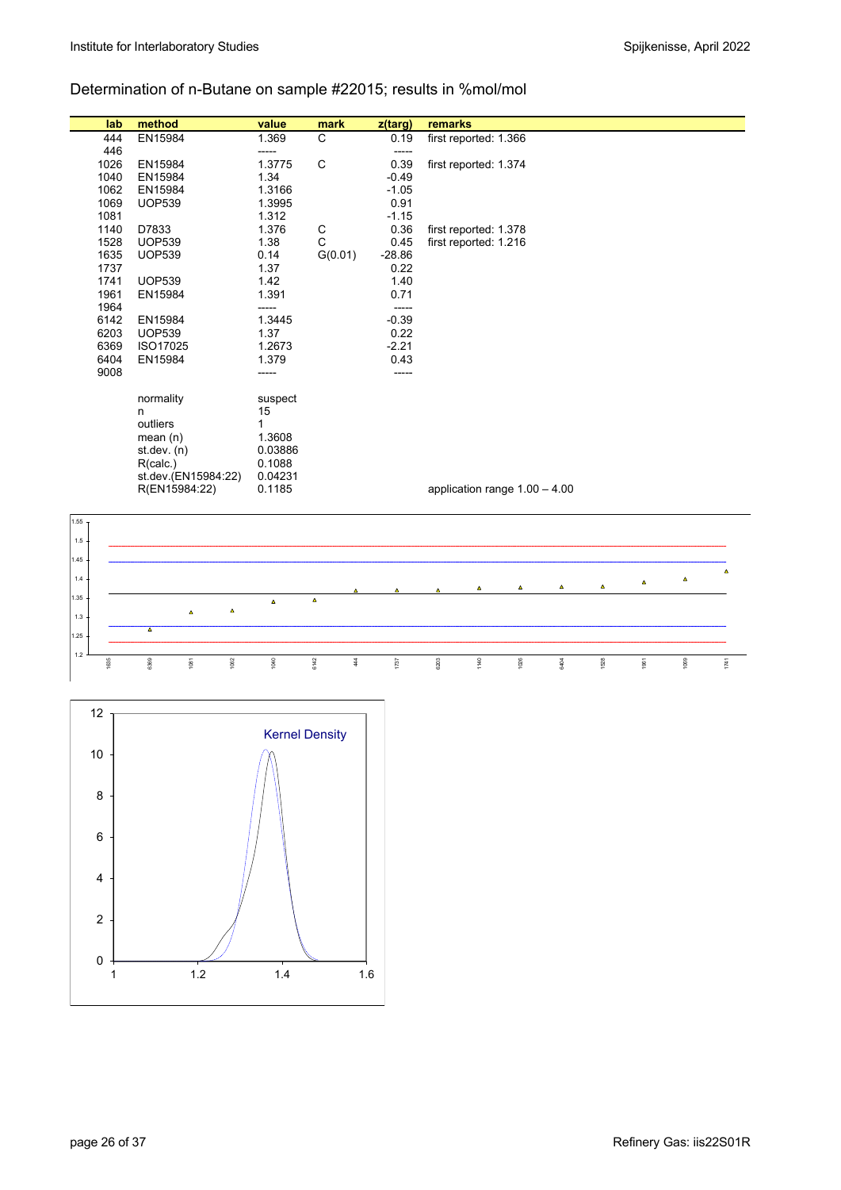Determination of n-Butane on sample #22015; results in %mol/mol

| lab | method | value | mark | z(targ) | remarks |
|---|---|---|---|---|---|
| 444 | EN15984 | 1.369 | C | 0.19 | first reported: 1.366 |
| 446 | | ----- | | ----- | |
| 1026 | EN15984 | 1.3775 | C | 0.39 | first reported: 1.374 |
| 1040 | EN15984 | 1.34 | | -0.49 | |
| 1062 | EN15984 | 1.3166 | | -1.05 | |
| 1069 | UOP539 | 1.3995 | | 0.91 | |
| 1081 | | 1.312 | | -1.15 | |
| 1140 | D7833 | 1.376 | C | 0.36 | first reported: 1.378 |
| 1528 | UOP539 | 1.38 | C | 0.45 | first reported: 1.216 |
| 1635 | UOP539 | 0.14 | G(0.01) | -28.86 | |
| 1737 | | 1.37 | | 0.22 | |
| 1741 | UOP539 | 1.42 | | 1.40 | |
| 1961 | EN15984 | 1.391 | | 0.71 | |
| 1964 | | ----- | | ----- | |
| 6142 | EN15984 | 1.3445 | | -0.39 | |
| 6203 | UOP539 | 1.37 | | 0.22 | |
| 6369 | ISO17025 | 1.2673 | | -2.21 | |
| 6404 | EN15984 | 1.379 | | 0.43 | |
| 9008 | | ----- | | ----- | |
| | normality | suspect | | | |
| | n | 15 | | | |
| | outliers | 1 | | | |
| | mean (n) | 1.3608 | | | |
| | st.dev. (n) | 0.03886 | | | |
| | R(calc.) | 0.1088 | | | |
| | st.dev.(EN15984:22) | 0.04231 | | | |
| | R(EN15984:22) | 0.1185 | | | application range 1.00 – 4.00 |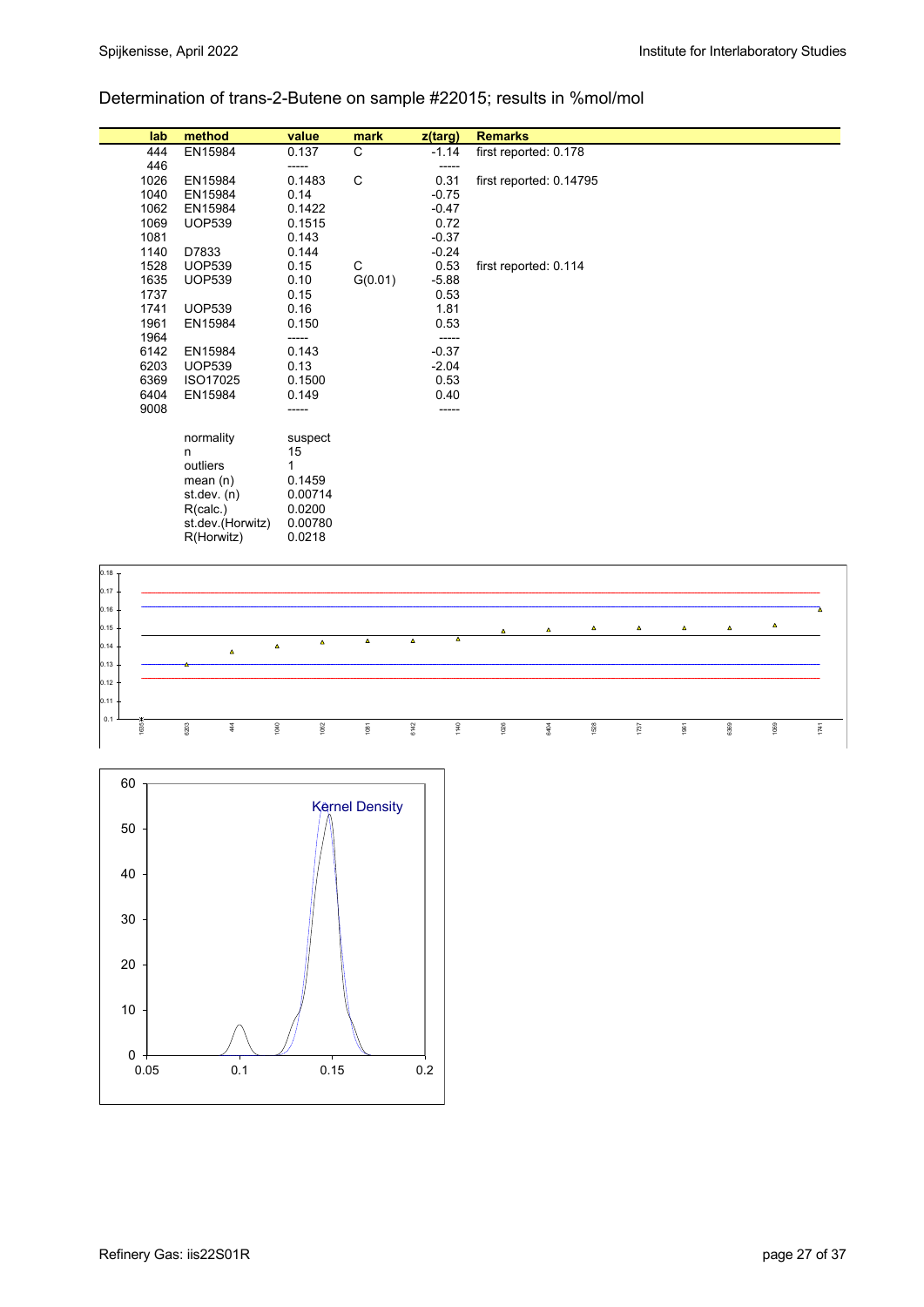Determination of trans-2-Butene on sample #22015; results in %mol/mol

| lab | method | value | mark | z(targ) | Remarks |
|---|---|---|---|---|---|
| 444 | EN15984 | 0.137 | C | -1.14 | first reported: 0.178 |
| 446 | | ----- | | ----- | |
| 1026 | EN15984 | 0.1483 | C | 0.31 | first reported: 0.14795 |
| 1040 | EN15984 | 0.14 | | -0.75 | |
| 1062 | EN15984 | 0.1422 | | -0.47 | |
| 1069 | UOP539 | 0.1515 | | 0.72 | |
| 1081 | | 0.143 | | -0.37 | |
| 1140 | D7833 | 0.144 | | -0.24 | |
| 1528 | UOP539 | 0.15 | C | 0.53 | first reported: 0.114 |
| 1635 | UOP539 | 0.10 | G(0.01) | -5.88 | |
| 1737 | | 0.15 | | 0.53 | |
| 1741 | UOP539 | 0.16 | | 1.81 | |
| 1961 | EN15984 | 0.150 | | 0.53 | |
| 1964 | | ----- | | ----- | |
| 6142 | EN15984 | 0.143 | | -0.37 | |
| 6203 | UOP539 | 0.13 | | -2.04 | |
| 6369 | ISO17025 | 0.1500 | | 0.53 | |
| 6404 | EN15984 | 0.149 | | 0.40 | |
| 9008 | | ----- | | ----- | |

| | |
|---|---|
| normality | suspect |
| n | 15 |
| outliers | 1 |
| mean (n) | 0.1459 |
| st.dev. (n) | 0.00714 |
| R(calc.) | 0.0200 |
| st.dev.(Horwitz) | 0.00780 |
| R(Horwitz) | 0.0218 |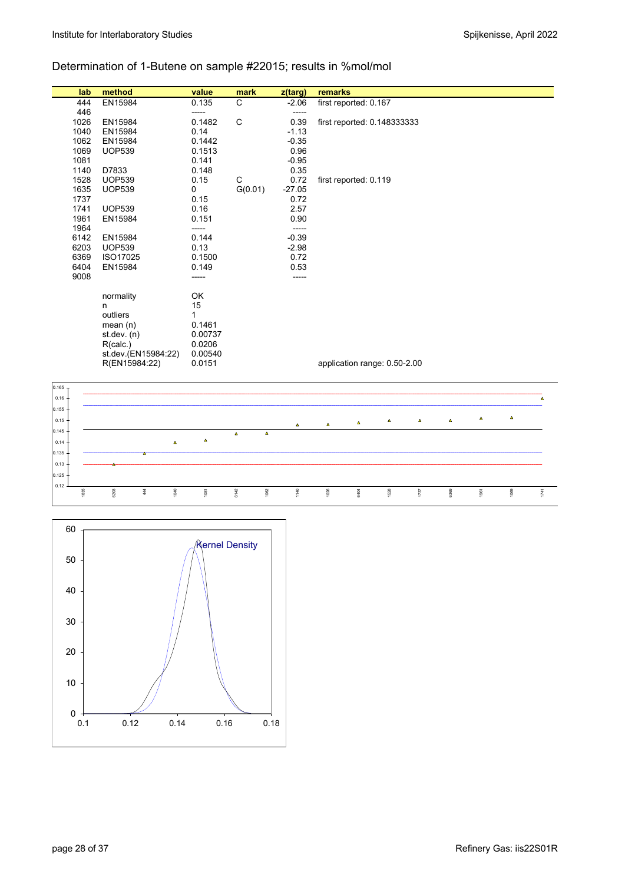## Determination of 1-Butene on sample #22015; results in %mol/mol

| lab | method | value | mark | z(targ) | remarks |
|---|---|---|---|---|---|
| 444 | EN15984 | 0.135 | C | -2.06 | first reported: 0.167 |
| 446 | | ----- | | ----- | |
| 1026 | EN15984 | 0.1482 | C | 0.39 | first reported: 0.148333333 |
| 1040 | EN15984 | 0.14 | | -1.13 | |
| 1062 | EN15984 | 0.1442 | | -0.35 | |
| 1069 | UOP539 | 0.1513 | | 0.96 | |
| 1081 | | 0.141 | | -0.95 | |
| 1140 | D7833 | 0.148 | | 0.35 | |
| 1528 | UOP539 | 0.15 | C | 0.72 | first reported: 0.119 |
| 1635 | UOP539 | 0 | G(0.01) | -27.05 | |
| 1737 | | 0.15 | | 0.72 | |
| 1741 | UOP539 | 0.16 | | 2.57 | |
| 1961 | EN15984 | 0.151 | | 0.90 | |
| 1964 | | ----- | | ----- | |
| 6142 | EN15984 | 0.144 | | -0.39 | |
| 6203 | UOP539 | 0.13 | | -2.98 | |
| 6369 | ISO17025 | 0.1500 | | 0.72 | |
| 6404 | EN15984 | 0.149 | | 0.53 | |
| 9008 | | ----- | | ----- | |
| | normality | OK | | | |
| | n | 15 | | | |
| | outliers | 1 | | | |
| | mean (n) | 0.1461 | | | |
| | st.dev. (n) | 0.00737 | | | |
| | R(calc.) | 0.0206 | | | |
| | st.dev.(EN15984:22) | 0.00540 | | | |
| | R(EN15984:22) | 0.0151 | | | application range: 0.50-2.00 |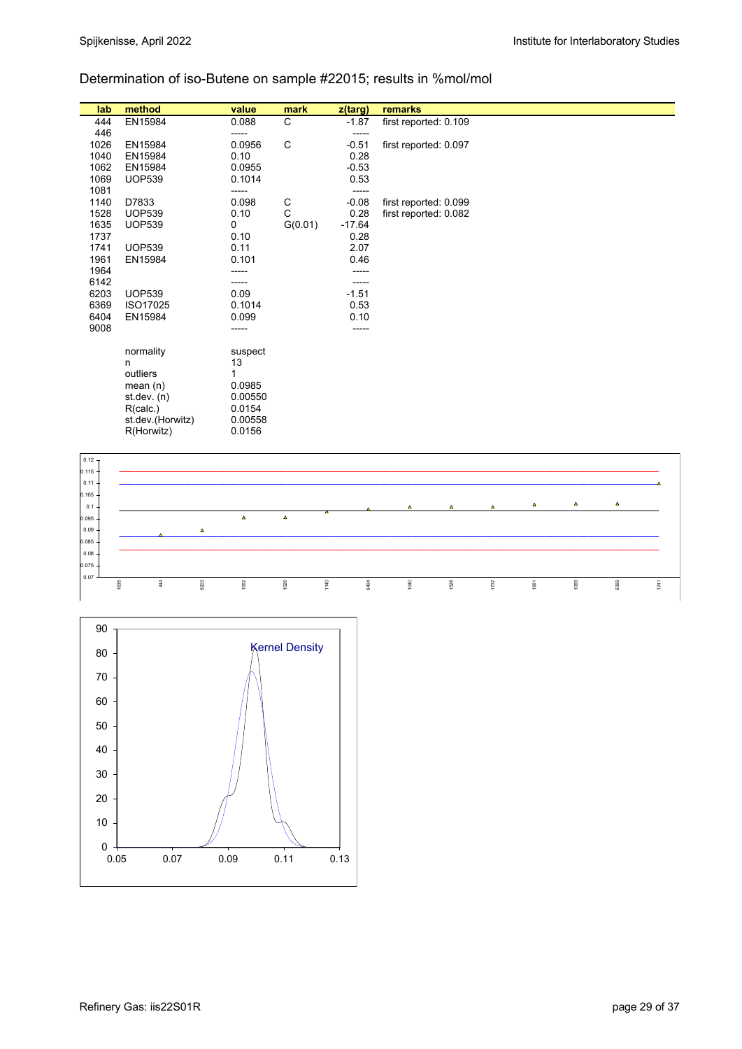Determination of iso-Butene on sample #22015; results in %mol/mol

| lab | method | value | mark | z(targ) | remarks |
|---|---|---|---|---|---|
| 444 | EN15984 | 0.088 | C | -1.87 | first reported: 0.109 |
| 446 | | ----- | | ----- | |
| 1026 | EN15984 | 0.0956 | C | -0.51 | first reported: 0.097 |
| 1040 | EN15984 | 0.10 | | 0.28 | |
| 1062 | EN15984 | 0.0955 | | -0.53 | |
| 1069 | UOP539 | 0.1014 | | 0.53 | |
| 1081 | | ----- | | ----- | |
| 1140 | D7833 | 0.098 | C | -0.08 | first reported: 0.099 |
| 1528 | UOP539 | 0.10 | C | 0.28 | first reported: 0.082 |
| 1635 | UOP539 | 0 | G(0.01) | -17.64 | |
| 1737 | | 0.10 | | 0.28 | |
| 1741 | UOP539 | 0.11 | | 2.07 | |
| 1961 | EN15984 | 0.101 | | 0.46 | |
| 1964 | | ----- | | ----- | |
| 6142 | | ----- | | ----- | |
| 6203 | UOP539 | 0.09 | | -1.51 | |
| 6369 | ISO17025 | 0.1014 | | 0.53 | |
| 6404 | EN15984 | 0.099 | | 0.10 | |
| 9008 | | ----- | | ----- | |

| | |
|---|---|
| normality | suspect |
| n | 13 |
| outliers | 1 |
| mean (n) | 0.0985 |
| st.dev. (n) | 0.00550 |
| R(calc.) | 0.0154 |
| st.dev.(Horwitz) | 0.00558 |
| R(Horwitz) | 0.0156 |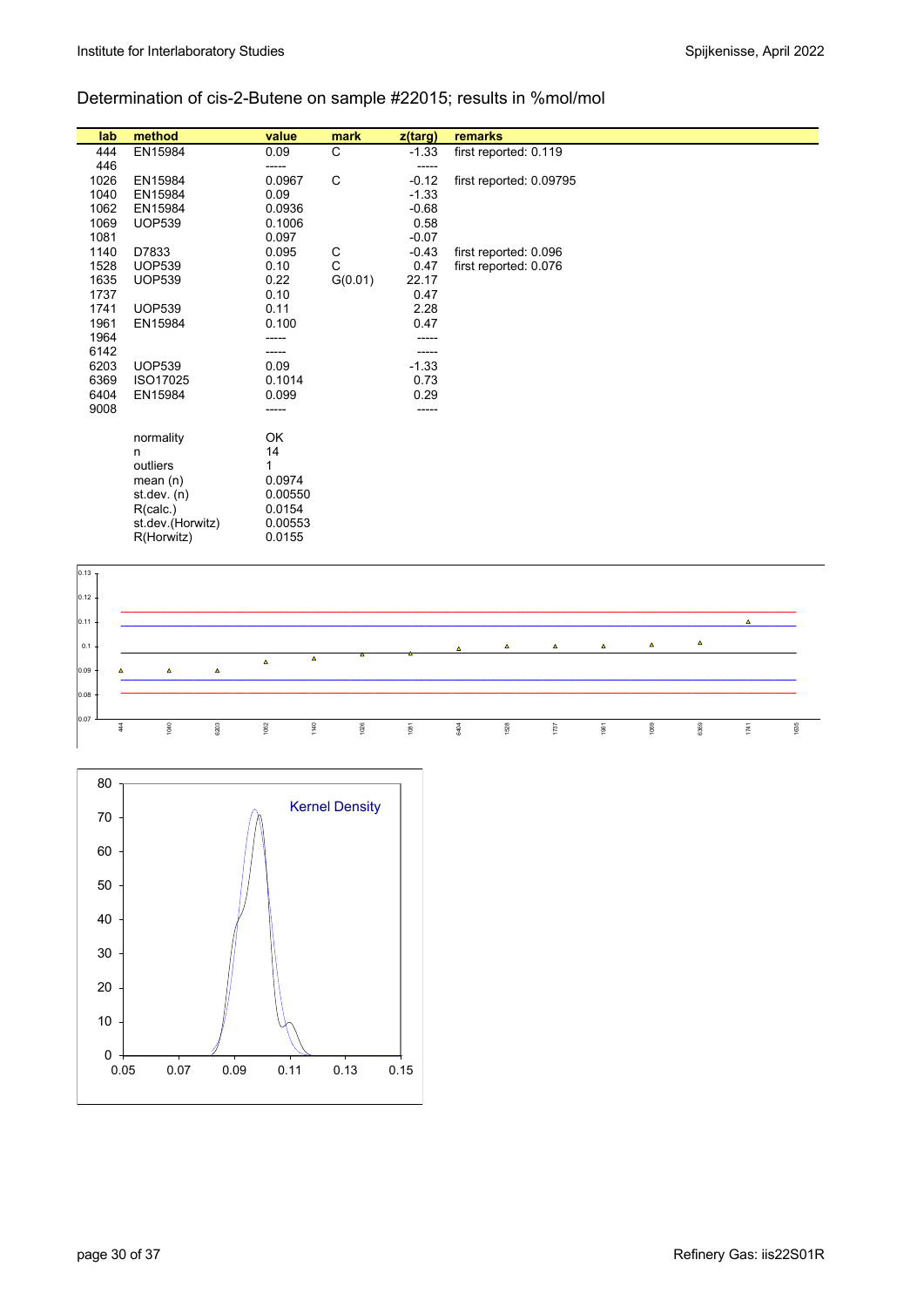## Determination of cis-2-Butene on sample #22015; results in %mol/mol

| lab | method | value | mark | z(targ) | remarks |
|---|---|---|---|---|---|
| 444 | EN15984 | 0.09 | C | -1.33 | first reported: 0.119 |
| 446 | | ----- | | ----- | |
| 1026 | EN15984 | 0.0967 | C | -0.12 | first reported: 0.09795 |
| 1040 | EN15984 | 0.09 | | -1.33 | |
| 1062 | EN15984 | 0.0936 | | -0.68 | |
| 1069 | UOP539 | 0.1006 | | 0.58 | |
| 1081 | | 0.097 | | -0.07 | |
| 1140 | D7833 | 0.095 | C | -0.43 | first reported: 0.096 |
| 1528 | UOP539 | 0.10 | C | 0.47 | first reported: 0.076 |
| 1635 | UOP539 | 0.22 | G(0.01) | 22.17 | |
| 1737 | | 0.10 | | 0.47 | |
| 1741 | UOP539 | 0.11 | | 2.28 | |
| 1961 | EN15984 | 0.100 | | 0.47 | |
| 1964 | | ----- | | ----- | |
| 6142 | | ----- | | ----- | |
| 6203 | UOP539 | 0.09 | | -1.33 | |
| 6369 | ISO17025 | 0.1014 | | 0.73 | |
| 6404 | EN15984 | 0.099 | | 0.29 | |
| 9008 | | ----- | | ----- | |

| | |
|---|---|
| normality | OK |
| n | 14 |
| outliers | 1 |
| mean (n) | 0.0974 |
| st.dev. (n) | 0.00550 |
| R(calc.) | 0.0154 |
| st.dev.(Horwitz) | 0.00553 |
| R(Horwitz) | 0.0155 |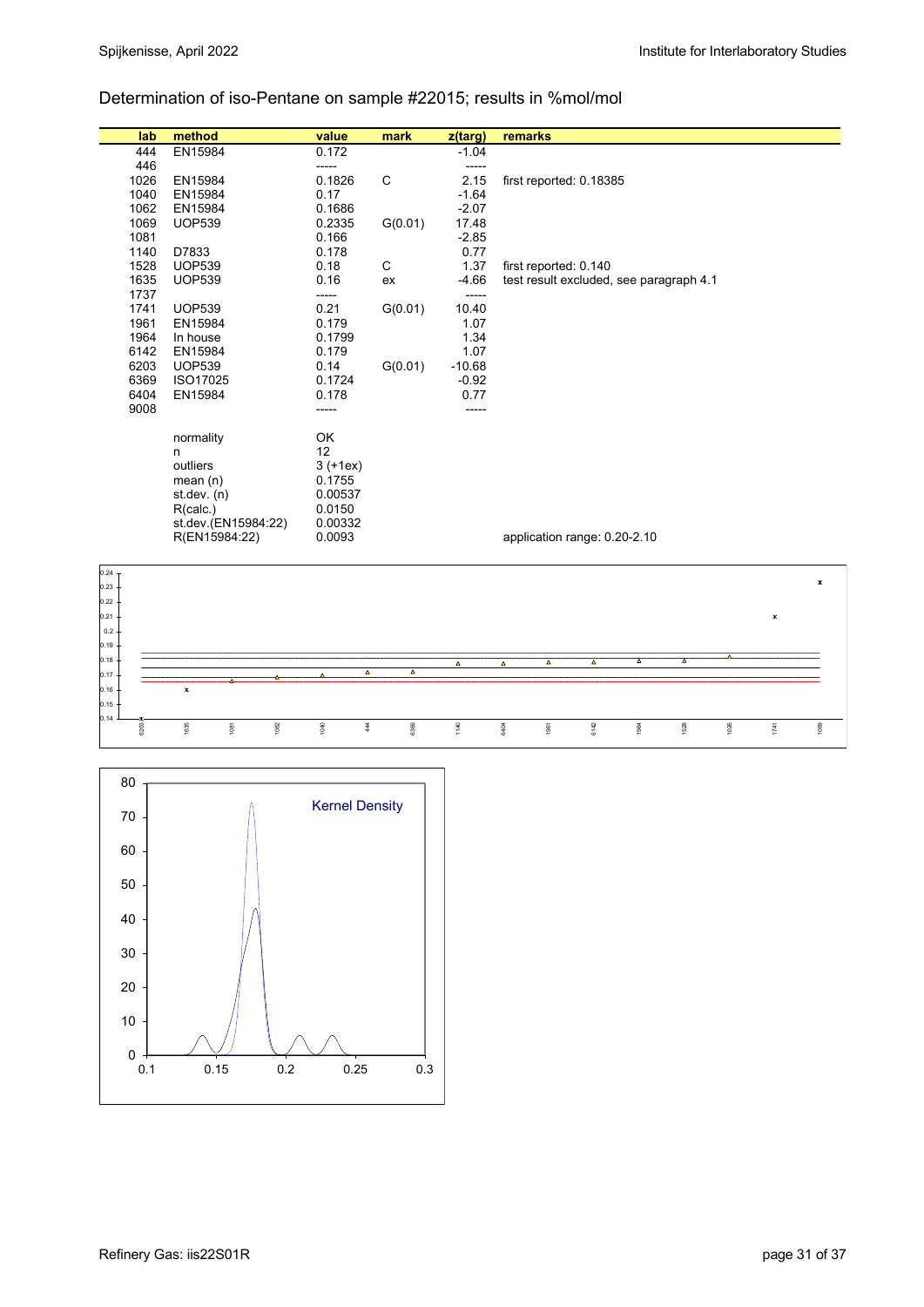Determination of iso-Pentane on sample #22015; results in %mol/mol

| lab | method | value | mark | z(targ) | remarks |
|---|---|---|---|---|---|
| 444 | EN15984 | 0.172 | | -1.04 | |
| 446 | | ----- | | ----- | |
| 1026 | EN15984 | 0.1826 | C | 2.15 | first reported: 0.18385 |
| 1040 | EN15984 | 0.17 | | -1.64 | |
| 1062 | EN15984 | 0.1686 | | -2.07 | |
| 1069 | UOP539 | 0.2335 | G(0.01) | 17.48 | |
| 1081 | | 0.166 | | -2.85 | |
| 1140 | D7833 | 0.178 | | 0.77 | |
| 1528 | UOP539 | 0.18 | C | 1.37 | first reported: 0.140 |
| 1635 | UOP539 | 0.16 | ex | -4.66 | test result excluded, see paragraph 4.1 |
| 1737 | | ----- | | ----- | |
| 1741 | UOP539 | 0.21 | G(0.01) | 10.40 | |
| 1961 | EN15984 | 0.179 | | 1.07 | |
| 1964 | In house | 0.1799 | | 1.34 | |
| 6142 | EN15984 | 0.179 | | 1.07 | |
| 6203 | UOP539 | 0.14 | G(0.01) | -10.68 | |
| 6369 | ISO17025 | 0.1724 | | -0.92 | |
| 6404 | EN15984 | 0.178 | | 0.77 | |
| 9008 | | ----- | | ----- | |
| | normality | OK | | | |
| | n | 12 | | | |
| | outliers | 3 (+1ex) | | | |
| | mean (n) | 0.1755 | | | |
| | st.dev. (n) | 0.00537 | | | |
| | R(calc.) | 0.0150 | | | |
| | st.dev.(EN15984:22) | 0.00332 | | | |
| | R(EN15984:22) | 0.0093 | | | application range: 0.20-2.10 |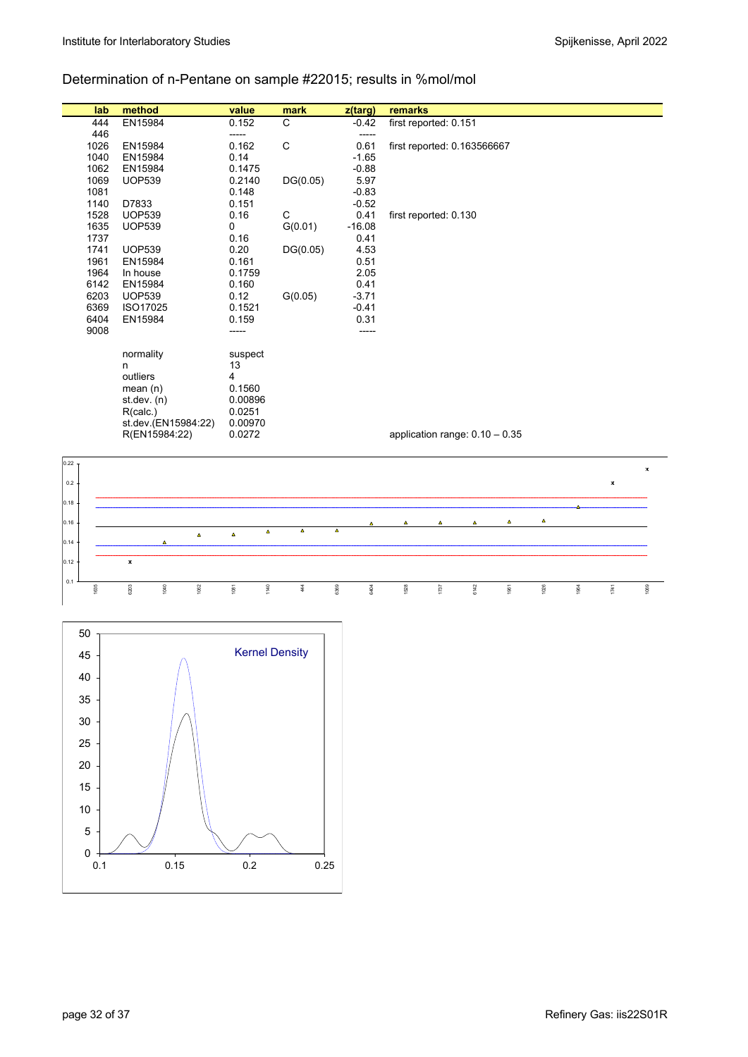## Determination of n-Pentane on sample #22015; results in %mol/mol

| lab | method | value | mark | z(targ) | remarks |
|---|---|---|---|---|---|
| 444 | EN15984 | 0.152 | C | -0.42 | first reported: 0.151 |
| 446 | | ----- | | ----- | |
| 1026 | EN15984 | 0.162 | C | 0.61 | first reported: 0.163566667 |
| 1040 | EN15984 | 0.14 | | -1.65 | |
| 1062 | EN15984 | 0.1475 | | -0.88 | |
| 1069 | UOP539 | 0.2140 | DG(0.05) | 5.97 | |
| 1081 | | 0.148 | | -0.83 | |
| 1140 | D7833 | 0.151 | | -0.52 | |
| 1528 | UOP539 | 0.16 | C | 0.41 | first reported: 0.130 |
| 1635 | UOP539 | 0 | G(0.01) | -16.08 | |
| 1737 | | 0.16 | | 0.41 | |
| 1741 | UOP539 | 0.20 | DG(0.05) | 4.53 | |
| 1961 | EN15984 | 0.161 | | 0.51 | |
| 1964 | In house | 0.1759 | | 2.05 | |
| 6142 | EN15984 | 0.160 | | 0.41 | |
| 6203 | UOP539 | 0.12 | G(0.05) | -3.71 | |
| 6369 | ISO17025 | 0.1521 | | -0.41 | |
| 6404 | EN15984 | 0.159 | | 0.31 | |
| 9008 | | ----- | | ----- | |
| | normality | suspect | | | |
| | n | 13 | | | |
| | outliers | 4 | | | |
| | mean (n) | 0.1560 | | | |
| | st.dev. (n) | 0.00896 | | | |
| | R(calc.) | 0.0251 | | | |
| | st.dev.(EN15984:22) | 0.00970 | | | |
| | R(EN15984:22) | 0.0272 | | | application range: 0.10 – 0.35 |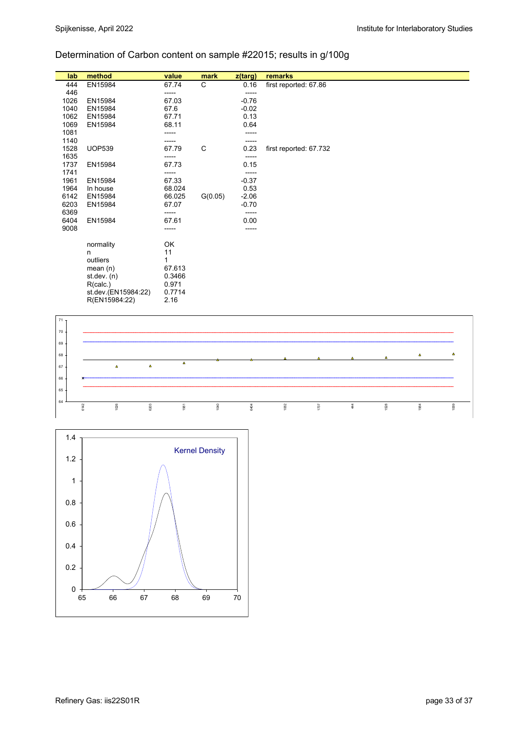## Determination of Carbon content on sample #22015; results in g/100g

| lab | method | value | mark | z(targ) | remarks |
|---|---|---|---|---|---|
| 444 | EN15984 | 67.74 | C | 0.16 | first reported: 67.86 |
| 446 | | ----- | | ----- | |
| 1026 | EN15984 | 67.03 | | -0.76 | |
| 1040 | EN15984 | 67.6 | | -0.02 | |
| 1062 | EN15984 | 67.71 | | 0.13 | |
| 1069 | EN15984 | 68.11 | | 0.64 | |
| 1081 | | ----- | | ----- | |
| 1140 | | ----- | | ----- | |
| 1528 | UOP539 | 67.79 | C | 0.23 | first reported: 67.732 |
| 1635 | | ----- | | ----- | |
| 1737 | EN15984 | 67.73 | | 0.15 | |
| 1741 | | ----- | | ----- | |
| 1961 | EN15984 | 67.33 | | -0.37 | |
| 1964 | In house | 68.024 | | 0.53 | |
| 6142 | EN15984 | 66.025 | G(0.05) | -2.06 | |
| 6203 | EN15984 | 67.07 | | -0.70 | |
| 6369 | | ----- | | ----- | |
| 6404 | EN15984 | 67.61 | | 0.00 | |
| 9008 | | ----- | | ----- | |

| | |
|---|---|
| normality | OK |
| n | 11 |
| outliers | 1 |
| mean (n) | 67.613 |
| st.dev. (n) | 0.3466 |
| R(calc.) | 0.971 |
| st.dev.(EN15984:22) | 0.7714 |
| R(EN15984:22) | 2.16 |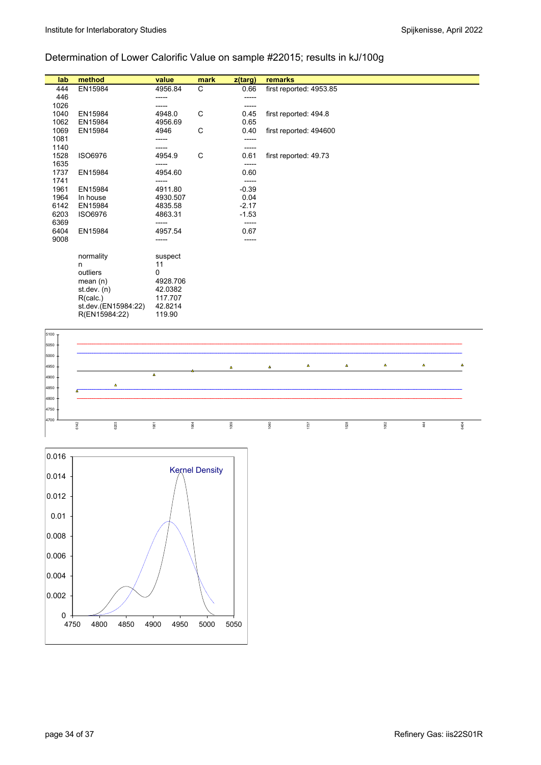## Determination of Lower Calorific Value on sample #22015; results in kJ/100g

| lab | method | value | mark | z(targ) | remarks |
|---|---|---|---|---|---|
| 444 | EN15984 | 4956.84 | C | 0.66 | first reported: 4953.85 |
| 446 | | ----- | | ----- | |
| 1026 | | ----- | | ----- | |
| 1040 | EN15984 | 4948.0 | C | 0.45 | first reported: 494.8 |
| 1062 | EN15984 | 4956.69 | | 0.65 | |
| 1069 | EN15984 | 4946 | C | 0.40 | first reported: 494600 |
| 1081 | | ----- | | ----- | |
| 1140 | | ----- | | ----- | |
| 1528 | ISO6976 | 4954.9 | C | 0.61 | first reported: 49.73 |
| 1635 | | ----- | | ----- | |
| 1737 | EN15984 | 4954.60 | | 0.60 | |
| 1741 | | ----- | | ----- | |
| 1961 | EN15984 | 4911.80 | | -0.39 | |
| 1964 | In house | 4930.507 | | 0.04 | |
| 6142 | EN15984 | 4835.58 | | -2.17 | |
| 6203 | ISO6976 | 4863.31 | | -1.53 | |
| 6369 | | ----- | | ----- | |
| 6404 | EN15984 | 4957.54 | | 0.67 | |
| 9008 | | ----- | | ----- | |
| | | | | | |
| | normality | suspect | | | |
| | n | 11 | | | |
| | outliers | 0 | | | |
| | mean (n) | 4928.706 | | | |
| | st.dev. (n) | 42.0382 | | | |
| | R(calc.) | 117.707 | | | |
| | st.dev.(EN15984:22) | 42.8214 | | | |
| | R(EN15984:22) | 119.90 | | | |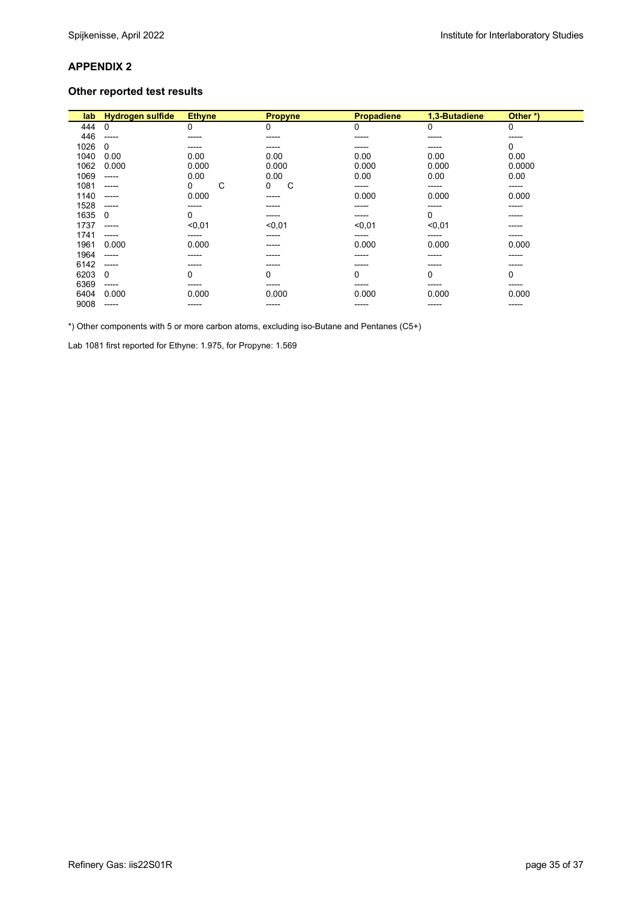## APPENDIX 2

### Other reported test results

| lab | Hydrogen sulfide | Ethyne | | Propyne | | Propadiene | 1,3-Butadiene | Other *) |
|---|---|---|---|---|---|---|---|---|
| 444 | 0 | 0 | | 0 | | 0 | 0 | 0 |
| 446 | ----- | ----- | | ----- | | ----- | ----- | ----- |
| 1026 | 0 | ----- | | ----- | | ----- | ----- | 0 |
| 1040 | 0.00 | 0.00 | | 0.00 | | 0.00 | 0.00 | 0.00 |
| 1062 | 0.000 | 0.000 | | 0.000 | | 0.000 | 0.000 | 0.0000 |
| 1069 | ----- | 0.00 | | 0.00 | | 0.00 | 0.00 | 0.00 |
| 1081 | ----- | 0 | C | 0 | C | ----- | ----- | ----- |
| 1140 | ----- | 0.000 | | ----- | | 0.000 | 0.000 | 0.000 |
| 1528 | ----- | ----- | | ----- | | ----- | ----- | ----- |
| 1635 | 0 | 0 | | ----- | | ----- | 0 | ----- |
| 1737 | ----- | <0,01 | | <0,01 | | <0,01 | <0,01 | ----- |
| 1741 | ----- | ----- | | ----- | | ----- | ----- | ----- |
| 1961 | 0.000 | 0.000 | | ----- | | 0.000 | 0.000 | 0.000 |
| 1964 | ----- | ----- | | ----- | | ----- | ----- | ----- |
| 6142 | ----- | ----- | | ----- | | ----- | ----- | ----- |
| 6203 | 0 | 0 | | 0 | | 0 | 0 | 0 |
| 6369 | ----- | ----- | | ----- | | ----- | ----- | ----- |
| 6404 | 0.000 | 0.000 | | 0.000 | | 0.000 | 0.000 | 0.000 |
| 9008 | ----- | ----- | | ----- | | ----- | ----- | ----- |

*) Other components with 5 or more carbon atoms, excluding iso-Butane and Pentanes (C5+)

Lab 1081 first reported for Ethyne: 1.975, for Propyne: 1.569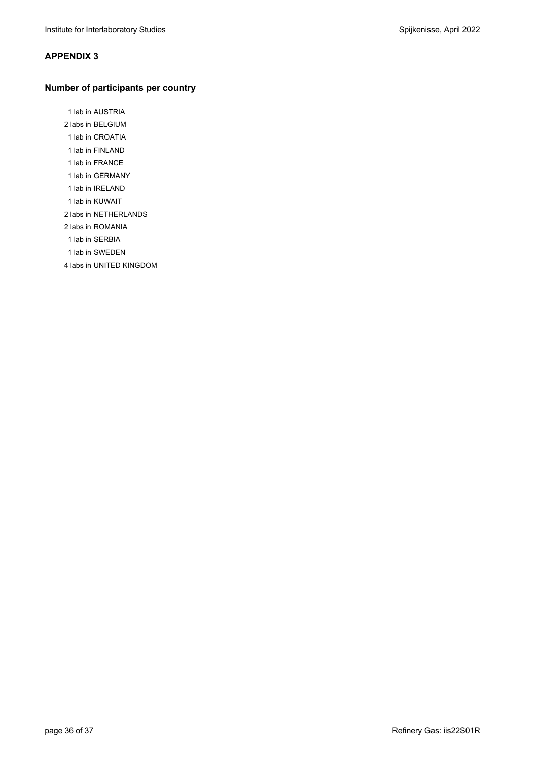## APPENDIX 3

### Number of participants per country

1 lab in AUSTRIA
2 labs in BELGIUM
1 lab in CROATIA
1 lab in FINLAND
1 lab in FRANCE
1 lab in GERMANY
1 lab in IRELAND
1 lab in KUWAIT
2 labs in NETHERLANDS
2 labs in ROMANIA
1 lab in SERBIA
1 lab in SWEDEN
4 labs in UNITED KINGDOM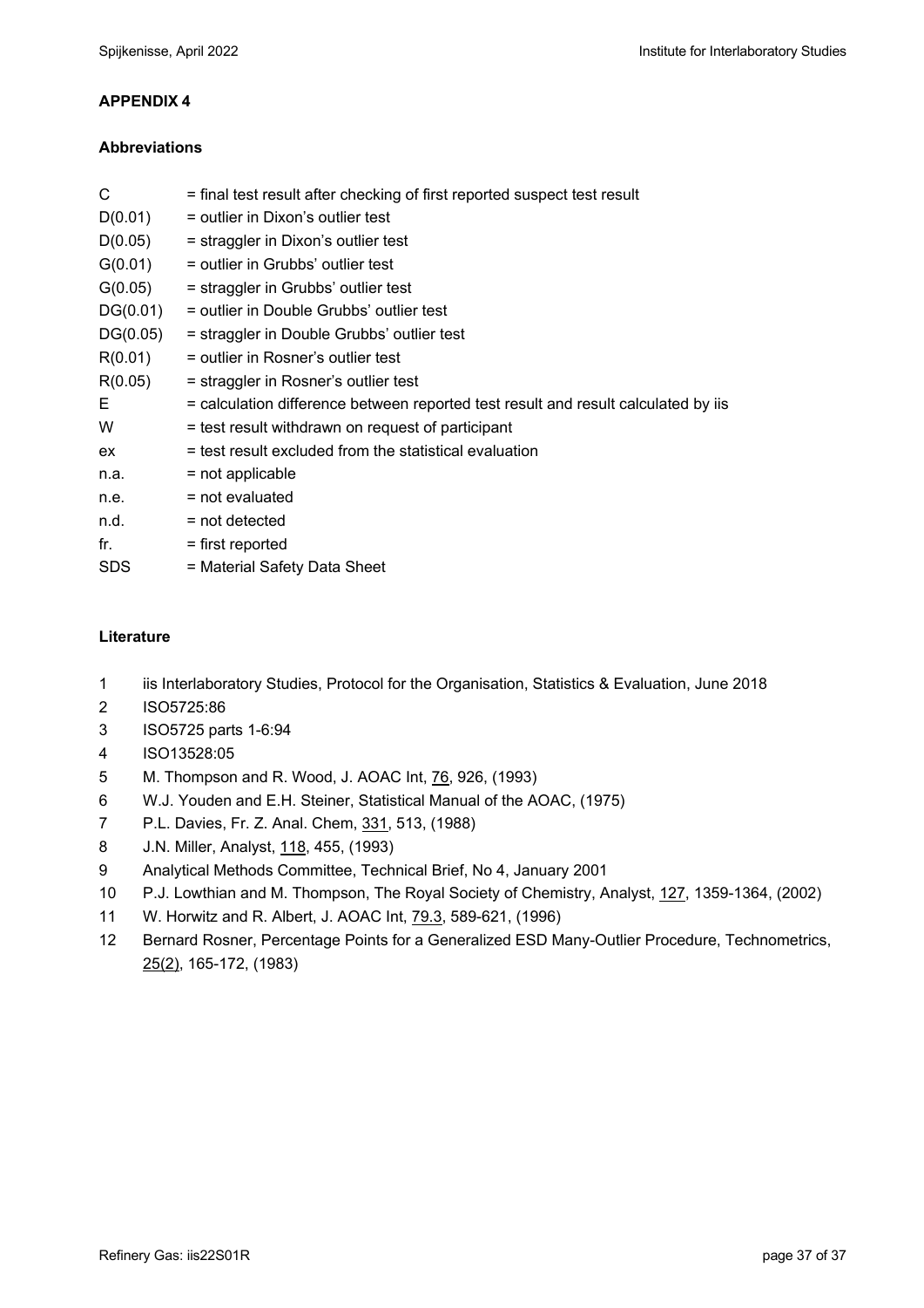**APPENDIX 4**

**Abbreviations**

| | |
|---|---|
| C | = final test result after checking of first reported suspect test result |
| D(0.01) | = outlier in Dixon's outlier test |
| D(0.05) | = straggler in Dixon's outlier test |
| G(0.01) | = outlier in Grubbs' outlier test |
| G(0.05) | = straggler in Grubbs' outlier test |
| DG(0.01) | = outlier in Double Grubbs' outlier test |
| DG(0.05) | = straggler in Double Grubbs' outlier test |
| R(0.01) | = outlier in Rosner's outlier test |
| R(0.05) | = straggler in Rosner's outlier test |
| E | = calculation difference between reported test result and result calculated by iis |
| W | = test result withdrawn on request of participant |
| ex | = test result excluded from the statistical evaluation |
| n.a. | = not applicable |
| n.e. | = not evaluated |
| n.d. | = not detected |
| fr. | = first reported |
| SDS | = Material Safety Data Sheet |

**Literature**

1. iis Interlaboratory Studies, Protocol for the Organisation, Statistics & Evaluation, June 2018
2. ISO5725:86
3. ISO5725 parts 1-6:94
4. ISO13528:05
5. M. Thompson and R. Wood, J. AOAC Int, 76, 926, (1993)
6. W.J. Youden and E.H. Steiner, Statistical Manual of the AOAC, (1975)
7. P.L. Davies, Fr. Z. Anal. Chem, 331, 513, (1988)
8. J.N. Miller, Analyst, 118, 455, (1993)
9. Analytical Methods Committee, Technical Brief, No 4, January 2001
10. P.J. Lowthian and M. Thompson, The Royal Society of Chemistry, Analyst, 127, 1359-1364, (2002)
11. W. Horwitz and R. Albert, J. AOAC Int, 79.3, 589-621, (1996)
12. Bernard Rosner, Percentage Points for a Generalized ESD Many-Outlier Procedure, Technometrics, 25(2), 165-172, (1983)